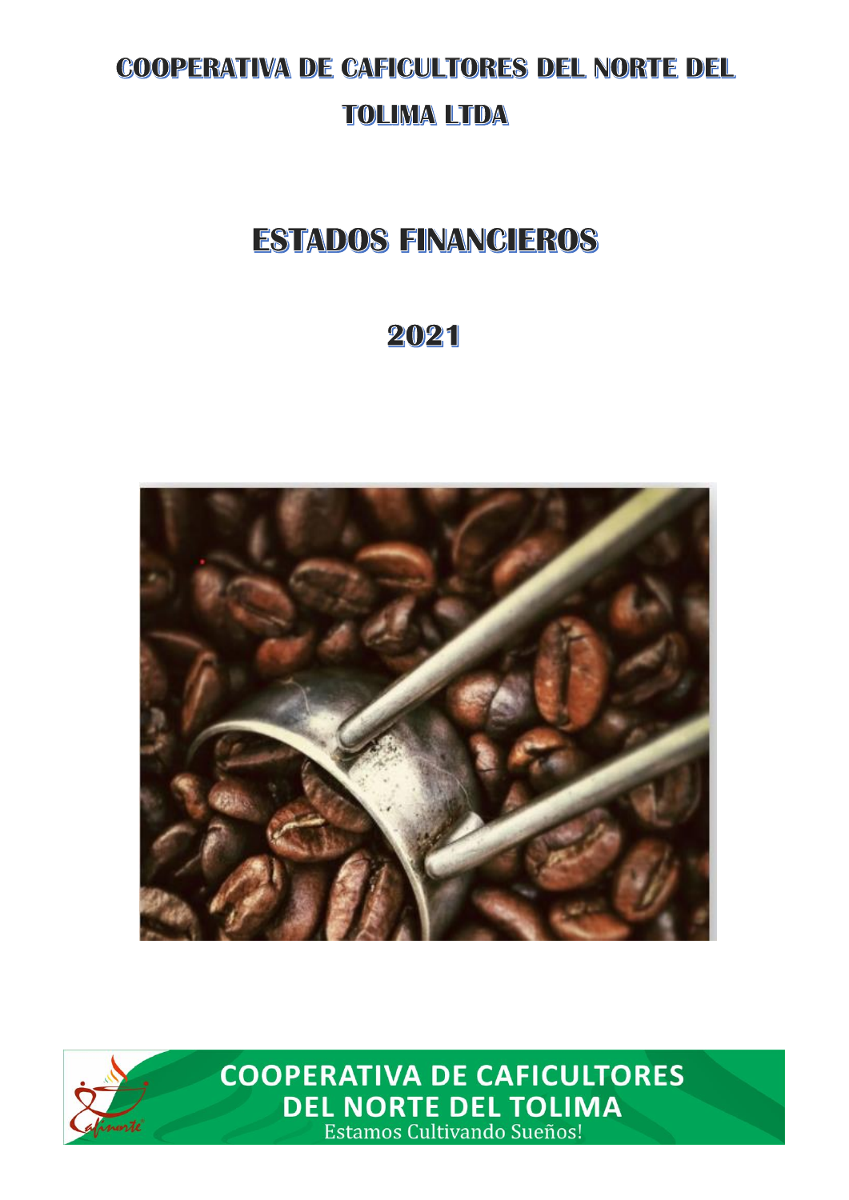# COOPERATIVA DE CAFICULTORES DEL NORTE DEL TOLIMA LTDA

# ESTADOS FINANCIEROS

# 2021

COOPERATIVA DE CAFICULTORES DEL NORTE DEL TOLIMA

Estamos Cultivando Sueños!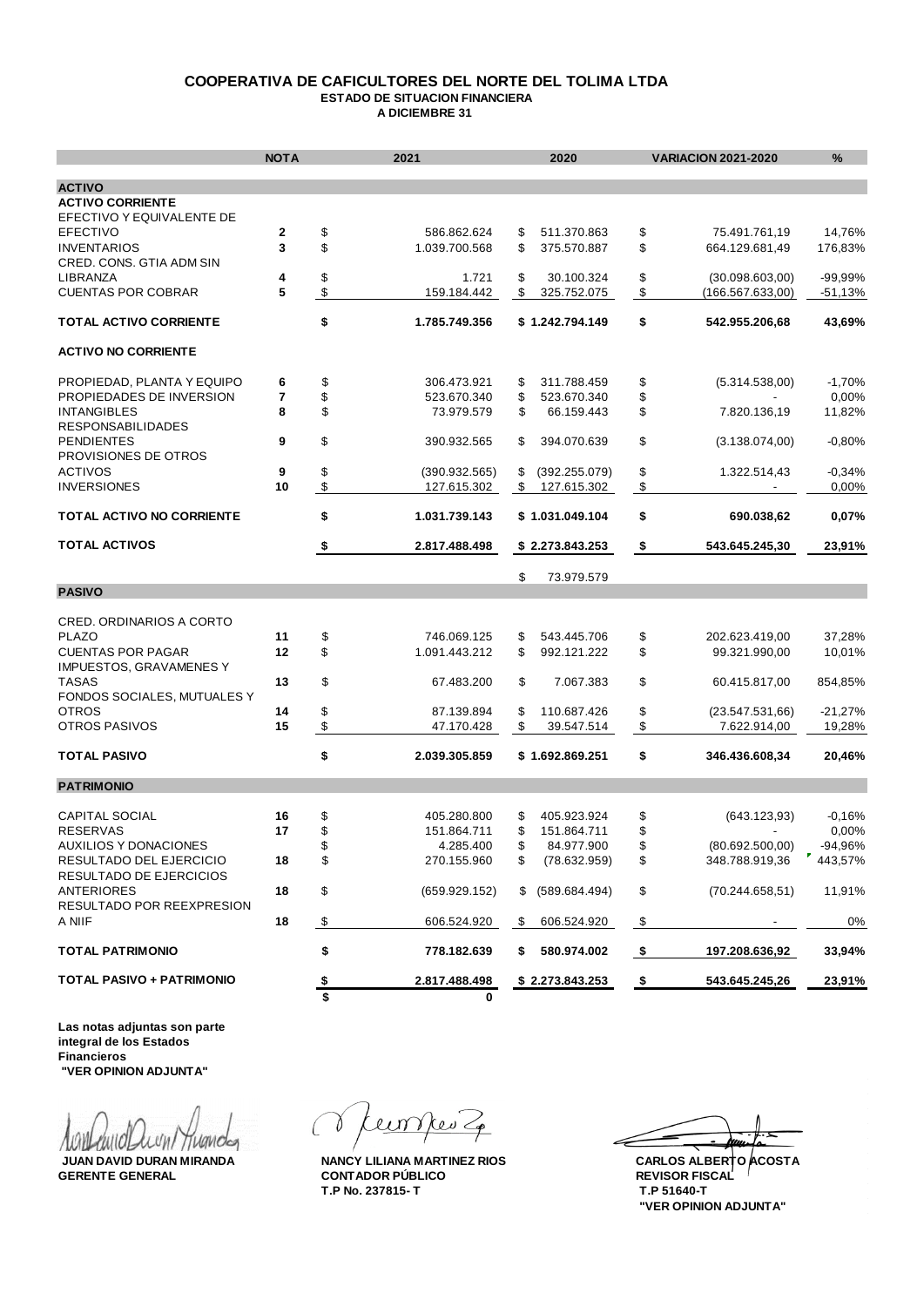# COOPERATIVA DE CAFICULTORES DEL NORTE DEL TOLIMA LTDA

**ESTADO DE SITUACION FINANCIERA**

**A DICIEMBRE 31**

| | NOTA | 2021 | 2020 | VARIACION 2021-2020 | % |
|---|---|---|---|---|---|
| **ACTIVO** | | | | | |
| **ACTIVO CORRIENTE** | | | | | |
| EFECTIVO Y EQUIVALENTE DE EFECTIVO | 2 | $ 586.862.624 | $ 511.370.863 | $ 75.491.761,19 | 14,76% |
| INVENTARIOS | 3 | $ 1.039.700.568 | $ 375.570.887 | $ 664.129.681,49 | 176,83% |
| CRED. CONS. GTIA ADM SIN LIBRANZA | 4 | $ 1.721 | $ 30.100.324 | $ (30.098.603,00) | -99,99% |
| CUENTAS POR COBRAR | 5 | $ 159.184.442 | $ 325.752.075 | $ (166.567.633,00) | -51,13% |
| **TOTAL ACTIVO CORRIENTE** | | **$ 1.785.749.356** | **$ 1.242.794.149** | **$ 542.955.206,68** | **43,69%** |
| **ACTIVO NO CORRIENTE** | | | | | |
| PROPIEDAD, PLANTA Y EQUIPO | 6 | $ 306.473.921 | $ 311.788.459 | $ (5.314.538,00) | -1,70% |
| PROPIEDADES DE INVERSION | 7 | $ 523.670.340 | $ 523.670.340 | $ - | 0,00% |
| INTANGIBLES | 8 | $ 73.979.579 | $ 66.159.443 | $ 7.820.136,19 | 11,82% |
| RESPONSABILIDADES PENDIENTES | 9 | $ 390.932.565 | $ 394.070.639 | $ (3.138.074,00) | -0,80% |
| PROVISIONES DE OTROS ACTIVOS | 9 | $ (390.932.565) | $ (392.255.079) | $ 1.322.514,43 | -0,34% |
| INVERSIONES | 10 | $ 127.615.302 | $ 127.615.302 | $ - | 0,00% |
| **TOTAL ACTIVO NO CORRIENTE** | | **$ 1.031.739.143** | **$ 1.031.049.104** | **$ 690.038,62** | **0,07%** |
| **TOTAL ACTIVOS** | | **$ 2.817.488.498** | **$ 2.273.843.253** | **$ 543.645.245,30** | **23,91%** |
| | | | $ 73.979.579 | | |
| **PASIVO** | | | | | |
| CRED. ORDINARIOS A CORTO PLAZO | 11 | $ 746.069.125 | $ 543.445.706 | $ 202.623.419,00 | 37,28% |
| CUENTAS POR PAGAR | 12 | $ 1.091.443.212 | $ 992.121.222 | $ 99.321.990,00 | 10,01% |
| IMPUESTOS, GRAVAMENES Y TASAS | 13 | $ 67.483.200 | $ 7.067.383 | $ 60.415.817,00 | 854,85% |
| FONDOS SOCIALES, MUTUALES Y OTROS | 14 | $ 87.139.894 | $ 110.687.426 | $ (23.547.531,66) | -21,27% |
| OTROS PASIVOS | 15 | $ 47.170.428 | $ 39.547.514 | $ 7.622.914,00 | 19,28% |
| **TOTAL PASIVO** | | **$ 2.039.305.859** | **$ 1.692.869.251** | **$ 346.436.608,34** | **20,46%** |
| **PATRIMONIO** | | | | | |
| CAPITAL SOCIAL | 16 | $ 405.280.800 | $ 405.923.924 | $ (643.123,93) | -0,16% |
| RESERVAS | 17 | $ 151.864.711 | $ 151.864.711 | $ - | 0,00% |
| AUXILIOS Y DONACIONES | | $ 4.285.400 | $ 84.977.900 | $ (80.692.500,00) | -94,96% |
| RESULTADO DEL EJERCICIO | 18 | $ 270.155.960 | $ (78.632.959) | $ 348.788.919,36 | 443,57% |
| RESULTADO DE EJERCICIOS ANTERIORES | 18 | $ (659.929.152) | $ (589.684.494) | $ (70.244.658,51) | 11,91% |
| RESULTADO POR REEXPRESION A NIIF | 18 | $ 606.524.920 | $ 606.524.920 | $ - | 0% |
| **TOTAL PATRIMONIO** | | **$ 778.182.639** | **$ 580.974.002** | **$ 197.208.636,92** | **33,94%** |
| **TOTAL PASIVO + PATRIMONIO** | | **$ 2.817.488.498** | **$ 2.273.843.253** | **$ 543.645.245,26** | **23,91%** |
| | | **$ 0** | | | |

**Las notas adjuntas son parte integral de los Estados Financieros**
**"VER OPINION ADJUNTA"**

| | | |
|---|---|---|
| **JUAN DAVID DURAN MIRANDA** | **NANCY LILIANA MARTINEZ RIOS** | **CARLOS ALBERTO ACOSTA** |
| **GERENTE GENERAL** | **CONTADOR PÚBLICO** | **REVISOR FISCAL** |
| | **T.P No. 237815- T** | **T.P 51640-T** |
| | | **"VER OPINION ADJUNTA"** |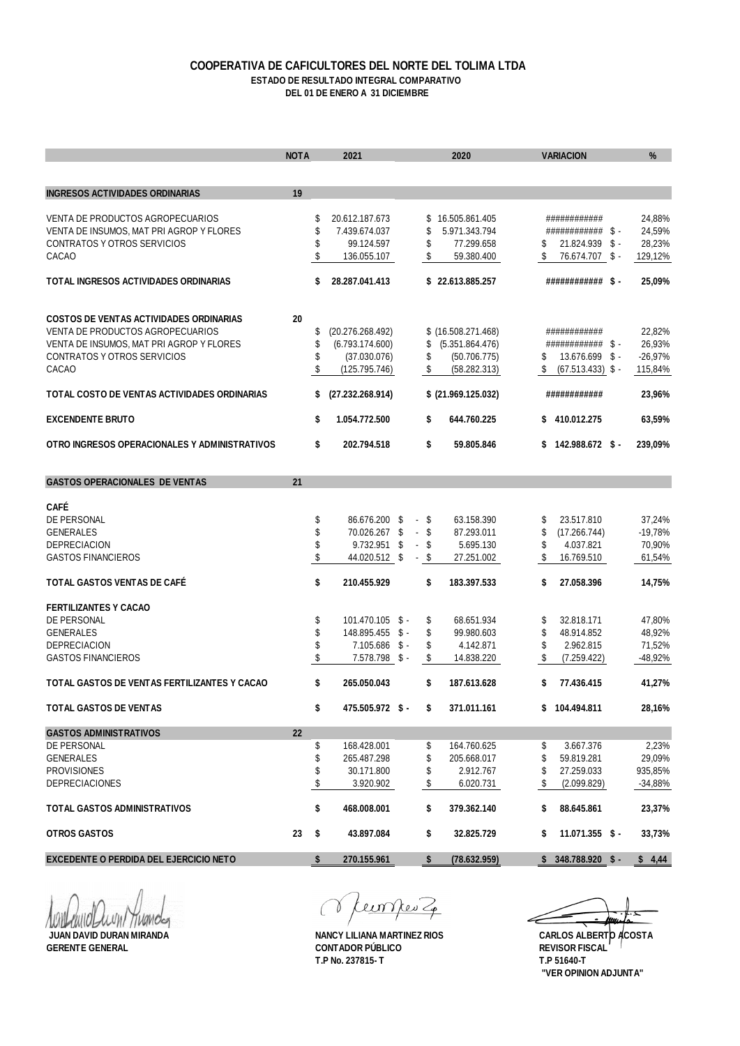# COOPERATIVA DE CAFICULTORES DEL NORTE DEL TOLIMA LTDA

## ESTADO DE RESULTADO INTEGRAL COMPARATIVO

### DEL 01 DE ENERO A 31 DICIEMBRE

| | NOTA | 2021 | 2020 | VARIACION | % |
|---|---|---|---|---|---|
| **INGRESOS ACTIVIDADES ORDINARIAS** | **19** | | | | |
| VENTA DE PRODUCTOS AGROPECUARIOS | | $ 20.612.187.673 | $ 16.505.861.405 | ############ | 24,88% |
| VENTA DE INSUMOS, MAT PRI AGROP Y FLORES | | $ 7.439.674.037 | $ 5.971.343.794 | ############ $ - | 24,59% |
| CONTRATOS Y OTROS SERVICIOS | | $ 99.124.597 | $ 77.299.658 | $ 21.824.939 $ - | 28,23% |
| CACAO | | $ 136.055.107 | $ 59.380.400 | $ 76.674.707 $ - | 129,12% |
| **TOTAL INGRESOS ACTIVIDADES ORDINARIAS** | | **$ 28.287.041.413** | **$ 22.613.885.257** | **############ $ -** | **25,09%** |
| **COSTOS DE VENTAS ACTIVIDADES ORDINARIAS** | **20** | | | | |
| VENTA DE PRODUCTOS AGROPECUARIOS | | $ (20.276.268.492) | $ (16.508.271.468) | ############ | 22,82% |
| VENTA DE INSUMOS, MAT PRI AGROP Y FLORES | | $ (6.793.174.600) | $ (5.351.864.476) | ############ $ - | 26,93% |
| CONTRATOS Y OTROS SERVICIOS | | $ (37.030.076) | $ (50.706.775) | $ 13.676.699 $ - | -26,97% |
| CACAO | | $ (125.795.746) | $ (58.282.313) | $ (67.513.433) $ - | 115,84% |
| **TOTAL COSTO DE VENTAS ACTIVIDADES ORDINARIAS** | | **$ (27.232.268.914)** | **$ (21.969.125.032)** | **############** | **23,96%** |
| **EXCENDENTE BRUTO** | | **$ 1.054.772.500** | **$ 644.760.225** | **$ 410.012.275** | **63,59%** |
| **OTRO INGRESOS OPERACIONALES Y ADMINISTRATIVOS** | | **$ 202.794.518** | **$ 59.805.846** | **$ 142.988.672 $ -** | **239,09%** |
| **GASTOS OPERACIONALES DE VENTAS** | **21** | | | | |
| **CAFÉ** | | | | | |
| DE PERSONAL | | $ 86.676.200 $ - | $ 63.158.390 | $ 23.517.810 | 37,24% |
| GENERALES | | $ 70.026.267 $ - | $ 87.293.011 | $ (17.266.744) | -19,78% |
| DEPRECIACION | | $ 9.732.951 $ - | $ 5.695.130 | $ 4.037.821 | 70,90% |
| GASTOS FINANCIEROS | | $ 44.020.512 $ - | $ 27.251.002 | $ 16.769.510 | 61,54% |
| **TOTAL GASTOS VENTAS DE CAFÉ** | | **$ 210.455.929** | **$ 183.397.533** | **$ 27.058.396** | **14,75%** |
| **FERTILIZANTES Y CACAO** | | | | | |
| DE PERSONAL | | $ 101.470.105 $ - | $ 68.651.934 | $ 32.818.171 | 47,80% |
| GENERALES | | $ 148.895.455 $ - | $ 99.980.603 | $ 48.914.852 | 48,92% |
| DEPRECIACION | | $ 7.105.686 $ - | $ 4.142.871 | $ 2.962.815 | 71,52% |
| GASTOS FINANCIEROS | | $ 7.578.798 $ - | $ 14.838.220 | $ (7.259.422) | -48,92% |
| **TOTAL GASTOS DE VENTAS FERTILIZANTES Y CACAO** | | **$ 265.050.043** | **$ 187.613.628** | **$ 77.436.415** | **41,27%** |
| **TOTAL GASTOS DE VENTAS** | | **$ 475.505.972 $ -** | **$ 371.011.161** | **$ 104.494.811** | **28,16%** |
| **GASTOS ADMINISTRATIVOS** | **22** | | | | |
| DE PERSONAL | | $ 168.428.001 | $ 164.760.625 | $ 3.667.376 | 2,23% |
| GENERALES | | $ 265.487.298 | $ 205.668.017 | $ 59.819.281 | 29,09% |
| PROVISIONES | | $ 30.171.800 | $ 2.912.767 | $ 27.259.033 | 935,85% |
| DEPRECIACIONES | | $ 3.920.902 | $ 6.020.731 | $ (2.099.829) | -34,88% |
| **TOTAL GASTOS ADMINISTRATIVOS** | | **$ 468.008.001** | **$ 379.362.140** | **$ 88.645.861** | **23,37%** |
| **OTROS GASTOS** | **23** | **$ 43.897.084** | **$ 32.825.729** | **$ 11.071.355 $ -** | **33,73%** |
| **EXCEDENTE O PERDIDA DEL EJERCICIO NETO** | | **$ 270.155.961** | **$ (78.632.959)** | **$ 348.788.920 $ -** | **$ 4,44** |

**JUAN DAVID DURAN MIRANDA**
**GERENTE GENERAL**

**NANCY LILIANA MARTINEZ RIOS**
**CONTADOR PÚBLICO**
**T.P No. 237815- T**

**CARLOS ALBERTO ACOSTA**
**REVISOR FISCAL**
**T.P 51640-T**
**"VER OPINION ADJUNTA"**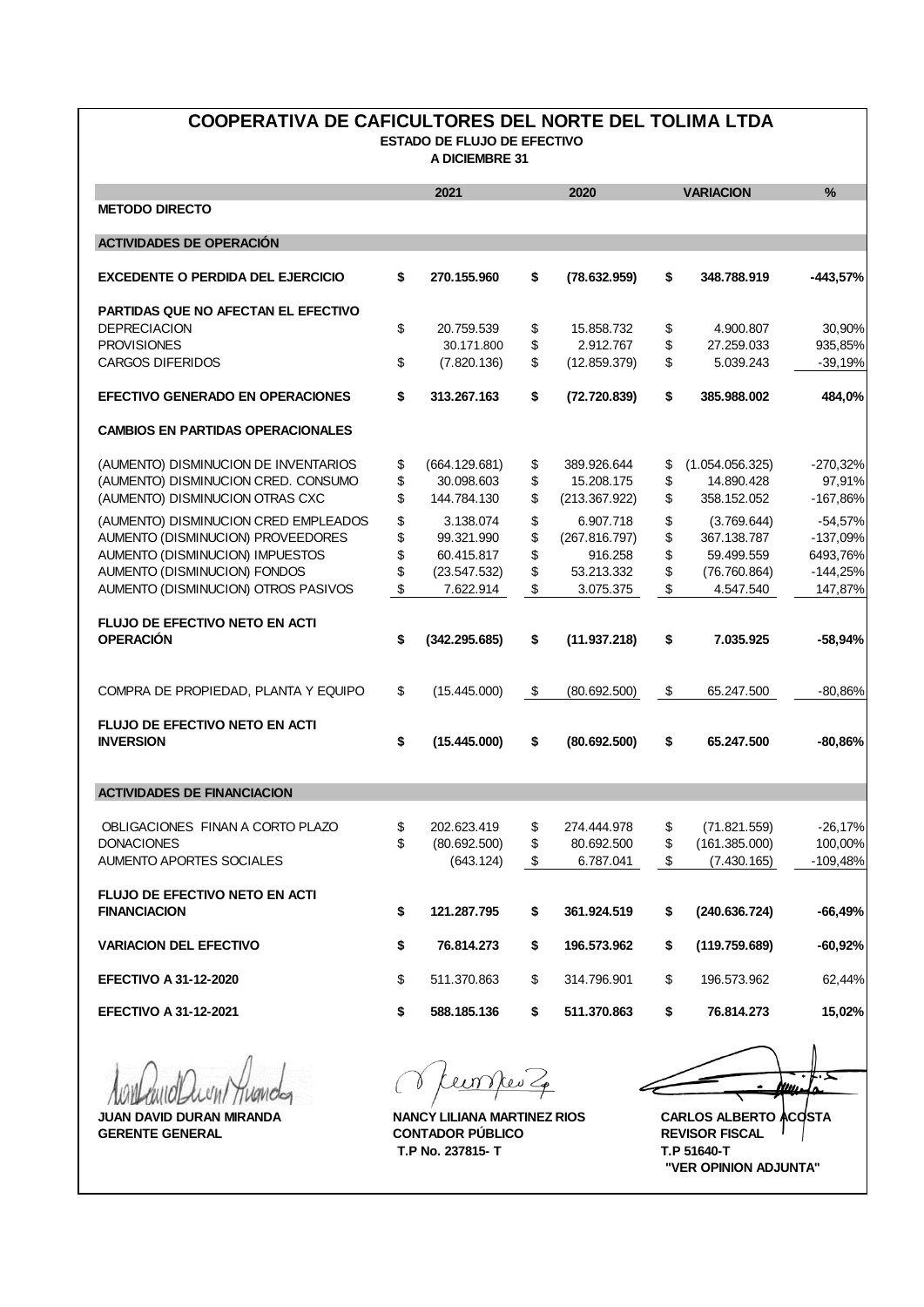# COOPERATIVA DE CAFICULTORES DEL NORTE DEL TOLIMA LTDA

**ESTADO DE FLUJO DE EFECTIVO**

**A DICIEMBRE 31**

| | 2021 | 2020 | VARIACION | % |
|---|---|---|---|---|
| **METODO DIRECTO** | | | | |
| **ACTIVIDADES DE OPERACIÓN** | | | | |
| **EXCEDENTE O PERDIDA DEL EJERCICIO** | **$ 270.155.960** | **$ (78.632.959)** | **$ 348.788.919** | **-443,57%** |
| **PARTIDAS QUE NO AFECTAN EL EFECTIVO** | | | | |
| DEPRECIACION | $ 20.759.539 | $ 15.858.732 | $ 4.900.807 | 30,90% |
| PROVISIONES | 30.171.800 | $ 2.912.767 | $ 27.259.033 | 935,85% |
| CARGOS DIFERIDOS | $ (7.820.136) | $ (12.859.379) | $ 5.039.243 | -39,19% |
| **EFECTIVO GENERADO EN OPERACIONES** | **$ 313.267.163** | **$ (72.720.839)** | **$ 385.988.002** | **484,0%** |
| **CAMBIOS EN PARTIDAS OPERACIONALES** | | | | |
| (AUMENTO) DISMINUCION DE INVENTARIOS | $ (664.129.681) | $ 389.926.644 | $ (1.054.056.325) | -270,32% |
| (AUMENTO) DISMINUCION CRED. CONSUMO | $ 30.098.603 | $ 15.208.175 | $ 14.890.428 | 97,91% |
| (AUMENTO) DISMINUCION OTRAS CXC | $ 144.784.130 | $ (213.367.922) | $ 358.152.052 | -167,86% |
| (AUMENTO) DISMINUCION CRED EMPLEADOS | $ 3.138.074 | $ 6.907.718 | $ (3.769.644) | -54,57% |
| AUMENTO (DISMINUCION) PROVEEDORES | $ 99.321.990 | $ (267.816.797) | $ 367.138.787 | -137,09% |
| AUMENTO (DISMINUCION) IMPUESTOS | $ 60.415.817 | $ 916.258 | $ 59.499.559 | 6493,76% |
| AUMENTO (DISMINUCION) FONDOS | $ (23.547.532) | $ 53.213.332 | $ (76.760.864) | -144,25% |
| AUMENTO (DISMINUCION) OTROS PASIVOS | $ 7.622.914 | $ 3.075.375 | $ 4.547.540 | 147,87% |
| **FLUJO DE EFECTIVO NETO EN ACTI OPERACIÓN** | **$ (342.295.685)** | **$ (11.937.218)** | **$ 7.035.925** | **-58,94%** |
| COMPRA DE PROPIEDAD, PLANTA Y EQUIPO | $ (15.445.000) | $ (80.692.500) | $ 65.247.500 | -80,86% |
| **FLUJO DE EFECTIVO NETO EN ACTI INVERSION** | **$ (15.445.000)** | **$ (80.692.500)** | **$ 65.247.500** | **-80,86%** |
| **ACTIVIDADES DE FINANCIACION** | | | | |
| OBLIGACIONES FINAN A CORTO PLAZO | $ 202.623.419 | $ 274.444.978 | $ (71.821.559) | -26,17% |
| DONACIONES | $ (80.692.500) | $ 80.692.500 | $ (161.385.000) | 100,00% |
| AUMENTO APORTES SOCIALES | (643.124) | $ 6.787.041 | $ (7.430.165) | -109,48% |
| **FLUJO DE EFECTIVO NETO EN ACTI FINANCIACION** | **$ 121.287.795** | **$ 361.924.519** | **$ (240.636.724)** | **-66,49%** |
| **VARIACION DEL EFECTIVO** | **$ 76.814.273** | **$ 196.573.962** | **$ (119.759.689)** | **-60,92%** |
| **EFECTIVO A 31-12-2020** | $ 511.370.863 | $ 314.796.901 | $ 196.573.962 | 62,44% |
| **EFECTIVO A 31-12-2021** | **$ 588.185.136** | **$ 511.370.863** | **$ 76.814.273** | **15,02%** |

**JUAN DAVID DURAN MIRANDA**
**GERENTE GENERAL**

**NANCY LILIANA MARTINEZ RIOS**
**CONTADOR PÚBLICO**
**T.P No. 237815- T**

**CARLOS ALBERTO ACOSTA**
**REVISOR FISCAL**
**T.P 51640-T**
**"VER OPINION ADJUNTA"**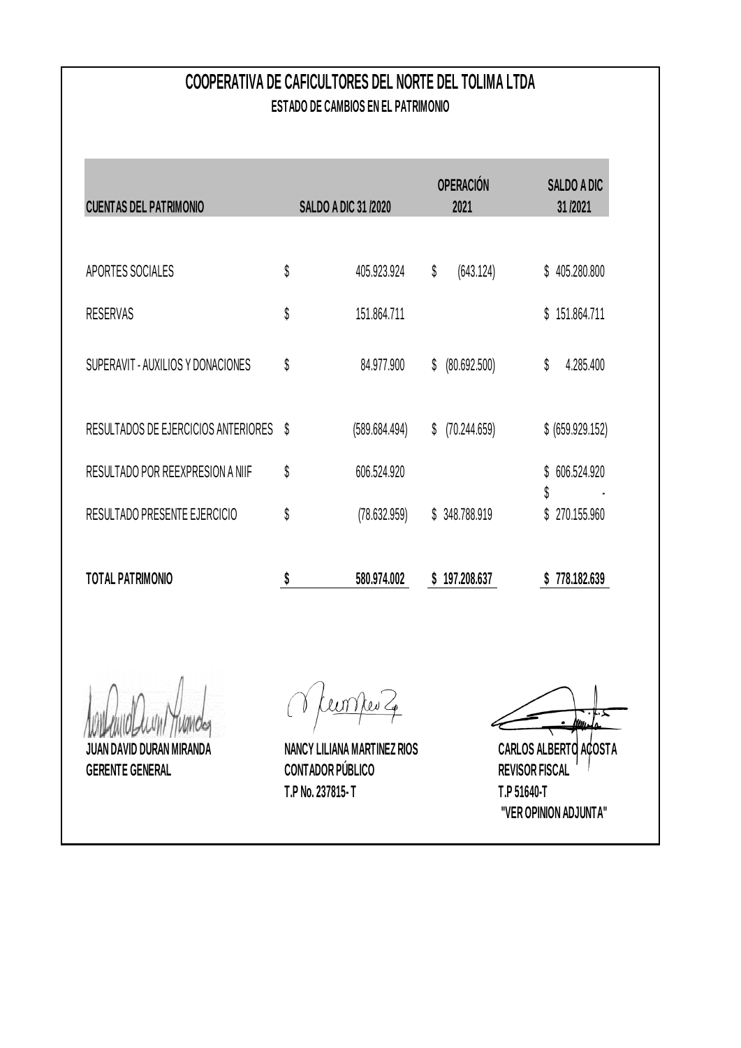# COOPERATIVA DE CAFICULTORES DEL NORTE DEL TOLIMA LTDA

## ESTADO DE CAMBIOS EN EL PATRIMONIO

| CUENTAS DEL PATRIMONIO | SALDO A DIC 31 /2020 | OPERACIÓN 2021 | SALDO A DIC 31 /2021 |
|---|---|---|---|
| APORTES SOCIALES | $ 405.923.924 | $ (643.124) | $ 405.280.800 |
| RESERVAS | $ 151.864.711 | | $ 151.864.711 |
| SUPERAVIT - AUXILIOS Y DONACIONES | $ 84.977.900 | $ (80.692.500) | $ 4.285.400 |
| RESULTADOS DE EJERCICIOS ANTERIORES | $ (589.684.494) | $ (70.244.659) | $ (659.929.152) |
| RESULTADO POR REEXPRESION A NIIF | $ 606.524.920 | | $ 606.524.920 |
| | | | $ - |
| RESULTADO PRESENTE EJERCICIO | $ (78.632.959) | $ 348.788.919 | $ 270.155.960 |
| **TOTAL PATRIMONIO** | **$ 580.974.002** | **$ 197.208.637** | **$ 778.182.639** |

**JUAN DAVID DURAN MIRANDA**
**GERENTE GENERAL**

**NANCY LILIANA MARTINEZ RIOS**
**CONTADOR PÚBLICO**
**T.P No. 237815- T**

**CARLOS ALBERTO ACOSTA**
**REVISOR FISCAL**
**T.P 51640-T**
**"VER OPINION ADJUNTA"**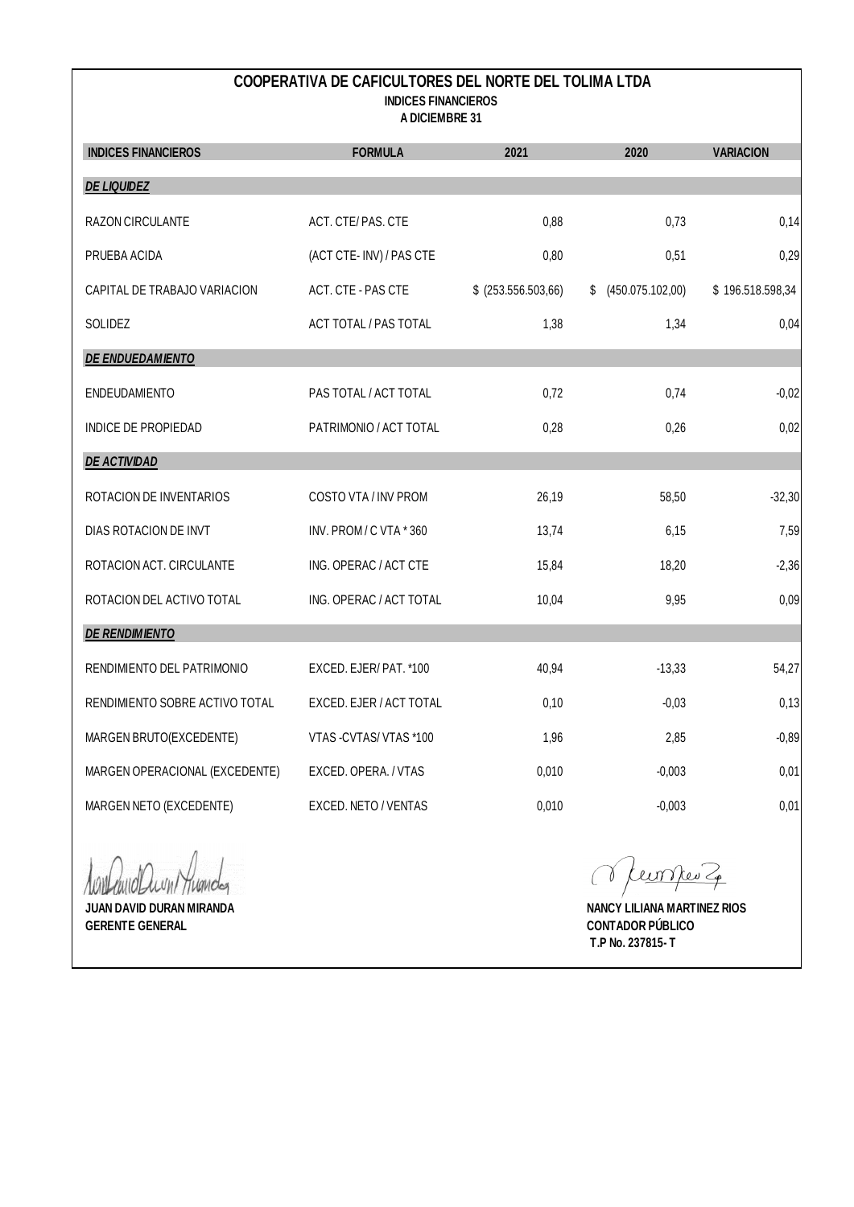# COOPERATIVA DE CAFICULTORES DEL NORTE DEL TOLIMA LTDA

**INDICES FINANCIEROS**

**A DICIEMBRE 31**

| INDICES FINANCIEROS | FORMULA | 2021 | 2020 | VARIACION |
|---|---|---|---|---|
| ***DE LIQUIDEZ*** | | | | |
| RAZON CIRCULANTE | ACT. CTE/ PAS. CTE | 0,88 | 0,73 | 0,14 |
| PRUEBA ACIDA | (ACT CTE- INV) / PAS CTE | 0,80 | 0,51 | 0,29 |
| CAPITAL DE TRABAJO VARIACION | ACT. CTE - PAS CTE | $ (253.556.503,66) | $ (450.075.102,00) | $ 196.518.598,34 |
| SOLIDEZ | ACT TOTAL / PAS TOTAL | 1,38 | 1,34 | 0,04 |
| ***DE ENDUEDAMIENTO*** | | | | |
| ENDEUDAMIENTO | PAS TOTAL / ACT TOTAL | 0,72 | 0,74 | -0,02 |
| INDICE DE PROPIEDAD | PATRIMONIO / ACT TOTAL | 0,28 | 0,26 | 0,02 |
| ***DE ACTIVIDAD*** | | | | |
| ROTACION DE INVENTARIOS | COSTO VTA / INV PROM | 26,19 | 58,50 | -32,30 |
| DIAS ROTACION DE INVT | INV. PROM / C VTA * 360 | 13,74 | 6,15 | 7,59 |
| ROTACION ACT. CIRCULANTE | ING. OPERAC / ACT CTE | 15,84 | 18,20 | -2,36 |
| ROTACION DEL ACTIVO TOTAL | ING. OPERAC / ACT TOTAL | 10,04 | 9,95 | 0,09 |
| ***DE RENDIMIENTO*** | | | | |
| RENDIMIENTO DEL PATRIMONIO | EXCED. EJER/ PAT. *100 | 40,94 | -13,33 | 54,27 |
| RENDIMIENTO SOBRE ACTIVO TOTAL | EXCED. EJER / ACT TOTAL | 0,10 | -0,03 | 0,13 |
| MARGEN BRUTO(EXCEDENTE) | VTAS -CVTAS/ VTAS *100 | 1,96 | 2,85 | -0,89 |
| MARGEN OPERACIONAL (EXCEDENTE) | EXCED. OPERA. / VTAS | 0,010 | -0,003 | 0,01 |
| MARGEN NETO (EXCEDENTE) | EXCED. NETO / VENTAS | 0,010 | -0,003 | 0,01 |

**JUAN DAVID DURAN MIRANDA**
**GERENTE GENERAL**

**NANCY LILIANA MARTINEZ RIOS**
**CONTADOR PÚBLICO**
**T.P No. 237815- T**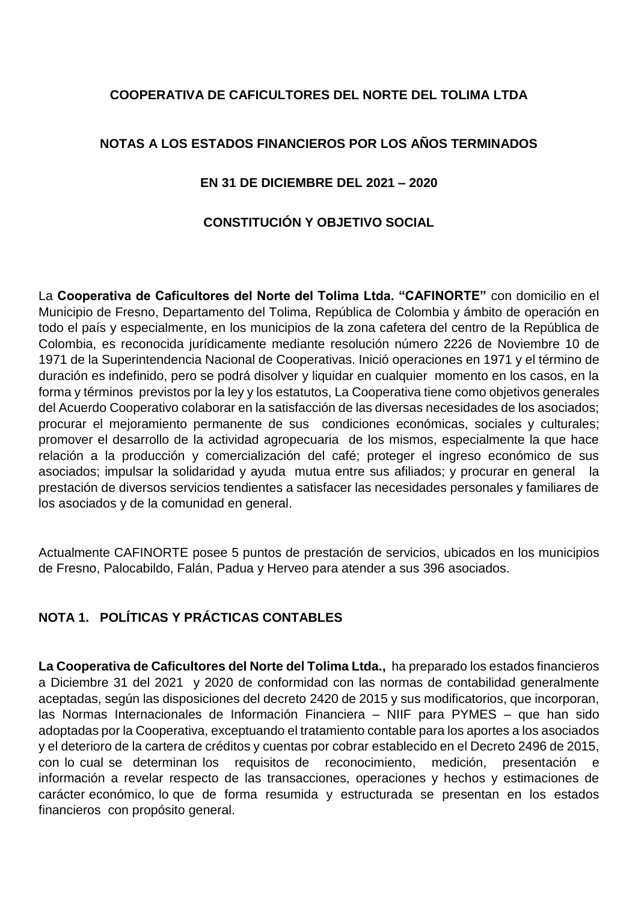**COOPERATIVA DE CAFICULTORES DEL NORTE DEL TOLIMA LTDA**

**NOTAS A LOS ESTADOS FINANCIEROS POR LOS AÑOS TERMINADOS**

**EN 31 DE DICIEMBRE DEL 2021 – 2020**

**CONSTITUCIÓN Y OBJETIVO SOCIAL**

La **Cooperativa de Caficultores del Norte del Tolima Ltda. "CAFINORTE"** con domicilio en el Municipio de Fresno, Departamento del Tolima, República de Colombia y ámbito de operación en todo el país y especialmente, en los municipios de la zona cafetera del centro de la República de Colombia, es reconocida jurídicamente mediante resolución número 2226 de Noviembre 10 de 1971 de la Superintendencia Nacional de Cooperativas. Inició operaciones en 1971 y el término de duración es indefinido, pero se podrá disolver y liquidar en cualquier momento en los casos, en la forma y términos previstos por la ley y los estatutos, La Cooperativa tiene como objetivos generales del Acuerdo Cooperativo colaborar en la satisfacción de las diversas necesidades de los asociados; procurar el mejoramiento permanente de sus condiciones económicas, sociales y culturales; promover el desarrollo de la actividad agropecuaria de los mismos, especialmente la que hace relación a la producción y comercialización del café; proteger el ingreso económico de sus asociados; impulsar la solidaridad y ayuda mutua entre sus afiliados; y procurar en general la prestación de diversos servicios tendientes a satisfacer las necesidades personales y familiares de los asociados y de la comunidad en general.

Actualmente CAFINORTE posee 5 puntos de prestación de servicios, ubicados en los municipios de Fresno, Palocabildo, Falán, Padua y Herveo para atender a sus 396 asociados.

## NOTA 1. POLÍTICAS Y PRÁCTICAS CONTABLES

**La Cooperativa de Caficultores del Norte del Tolima Ltda.,** ha preparado los estados financieros a Diciembre 31 del 2021 y 2020 de conformidad con las normas de contabilidad generalmente aceptadas, según las disposiciones del decreto 2420 de 2015 y sus modificatorios, que incorporan, las Normas Internacionales de Información Financiera – NIIF para PYMES – que han sido adoptadas por la Cooperativa, exceptuando el tratamiento contable para los aportes a los asociados y el deterioro de la cartera de créditos y cuentas por cobrar establecido en el Decreto 2496 de 2015, con lo cual se determinan los requisitos de reconocimiento, medición, presentación e información a revelar respecto de las transacciones, operaciones y hechos y estimaciones de carácter económico, lo que de forma resumida y estructurada se presentan en los estados financieros con propósito general.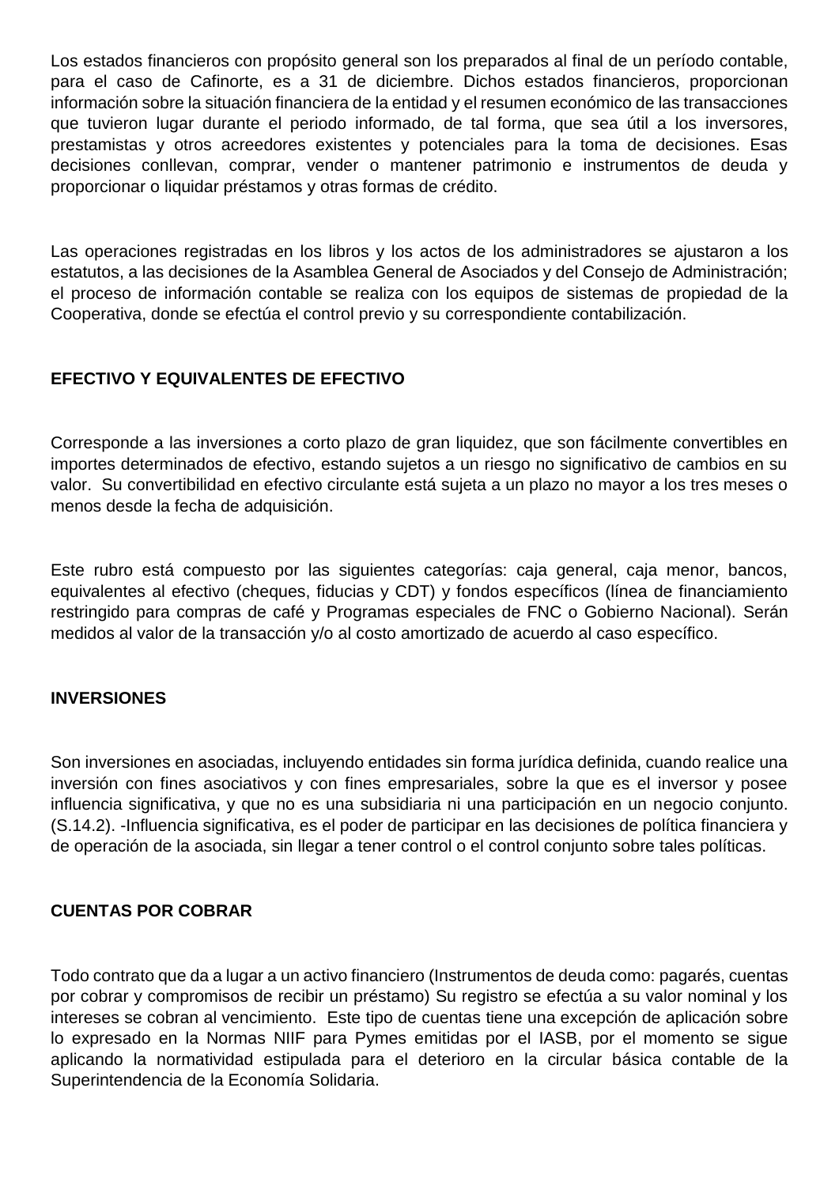Los estados financieros con propósito general son los preparados al final de un período contable, para el caso de Cafinorte, es a 31 de diciembre. Dichos estados financieros, proporcionan información sobre la situación financiera de la entidad y el resumen económico de las transacciones que tuvieron lugar durante el periodo informado, de tal forma, que sea útil a los inversores, prestamistas y otros acreedores existentes y potenciales para la toma de decisiones. Esas decisiones conllevan, comprar, vender o mantener patrimonio e instrumentos de deuda y proporcionar o liquidar préstamos y otras formas de crédito.

Las operaciones registradas en los libros y los actos de los administradores se ajustaron a los estatutos, a las decisiones de la Asamblea General de Asociados y del Consejo de Administración; el proceso de información contable se realiza con los equipos de sistemas de propiedad de la Cooperativa, donde se efectúa el control previo y su correspondiente contabilización.

**EFECTIVO Y EQUIVALENTES DE EFECTIVO**

Corresponde a las inversiones a corto plazo de gran liquidez, que son fácilmente convertibles en importes determinados de efectivo, estando sujetos a un riesgo no significativo de cambios en su valor. Su convertibilidad en efectivo circulante está sujeta a un plazo no mayor a los tres meses o menos desde la fecha de adquisición.

Este rubro está compuesto por las siguientes categorías: caja general, caja menor, bancos, equivalentes al efectivo (cheques, fiducias y CDT) y fondos específicos (línea de financiamiento restringido para compras de café y Programas especiales de FNC o Gobierno Nacional). Serán medidos al valor de la transacción y/o al costo amortizado de acuerdo al caso específico.

**INVERSIONES**

Son inversiones en asociadas, incluyendo entidades sin forma jurídica definida, cuando realice una inversión con fines asociativos y con fines empresariales, sobre la que es el inversor y posee influencia significativa, y que no es una subsidiaria ni una participación en un negocio conjunto. (S.14.2). -Influencia significativa, es el poder de participar en las decisiones de política financiera y de operación de la asociada, sin llegar a tener control o el control conjunto sobre tales políticas.

**CUENTAS POR COBRAR**

Todo contrato que da a lugar a un activo financiero (Instrumentos de deuda como: pagarés, cuentas por cobrar y compromisos de recibir un préstamo) Su registro se efectúa a su valor nominal y los intereses se cobran al vencimiento. Este tipo de cuentas tiene una excepción de aplicación sobre lo expresado en la Normas NIIF para Pymes emitidas por el IASB, por el momento se sigue aplicando la normatividad estipulada para el deterioro en la circular básica contable de la Superintendencia de la Economía Solidaria.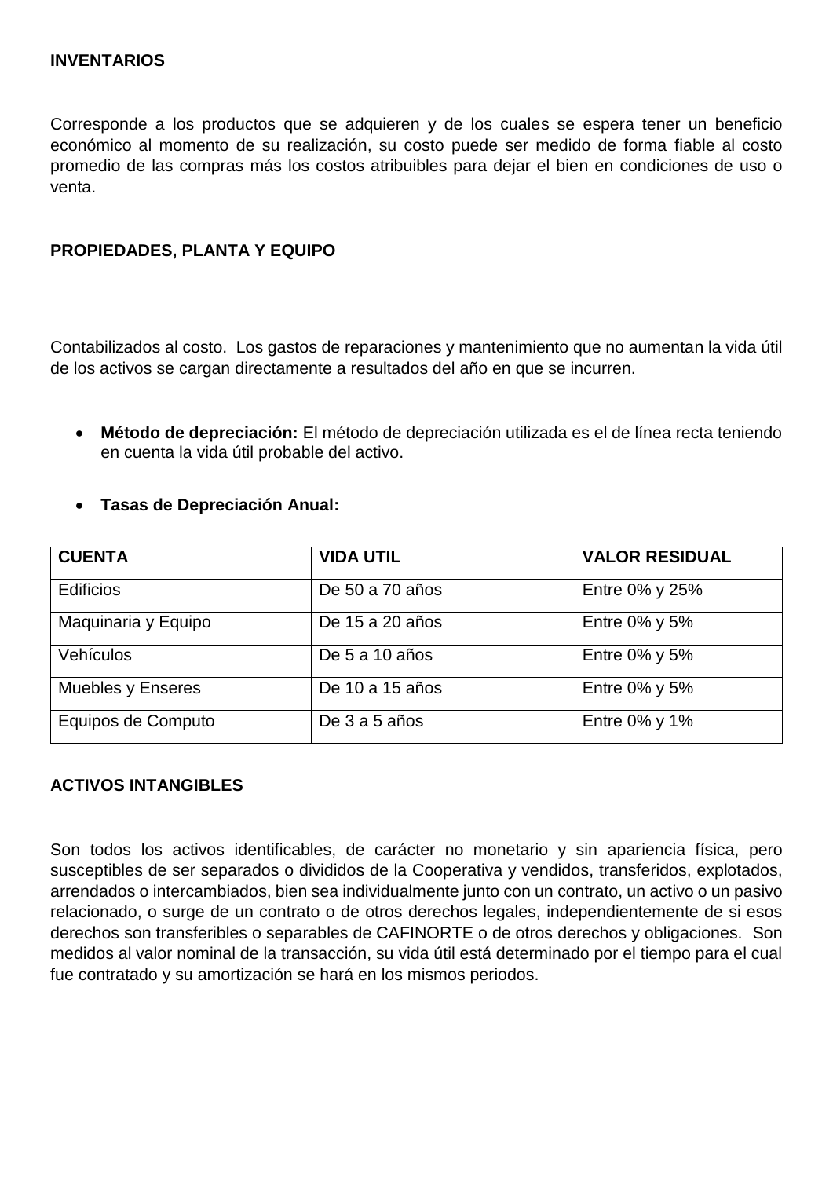**INVENTARIOS**

Corresponde a los productos que se adquieren y de los cuales se espera tener un beneficio económico al momento de su realización, su costo puede ser medido de forma fiable al costo promedio de las compras más los costos atribuibles para dejar el bien en condiciones de uso o venta.

**PROPIEDADES, PLANTA Y EQUIPO**

Contabilizados al costo. Los gastos de reparaciones y mantenimiento que no aumentan la vida útil de los activos se cargan directamente a resultados del año en que se incurren.

- **Método de depreciación:** El método de depreciación utilizada es el de línea recta teniendo en cuenta la vida útil probable del activo.

- **Tasas de Depreciación Anual:**

| CUENTA | VIDA UTIL | VALOR RESIDUAL |
|---|---|---|
| Edificios | De 50 a 70 años | Entre 0% y 25% |
| Maquinaria y Equipo | De 15 a 20 años | Entre 0% y 5% |
| Vehículos | De 5 a 10 años | Entre 0% y 5% |
| Muebles y Enseres | De 10 a 15 años | Entre 0% y 5% |
| Equipos de Computo | De 3 a 5 años | Entre 0% y 1% |

**ACTIVOS INTANGIBLES**

Son todos los activos identificables, de carácter no monetario y sin apariencia física, pero susceptibles de ser separados o divididos de la Cooperativa y vendidos, transferidos, explotados, arrendados o intercambiados, bien sea individualmente junto con un contrato, un activo o un pasivo relacionado, o surge de un contrato o de otros derechos legales, independientemente de si esos derechos son transferibles o separables de CAFINORTE o de otros derechos y obligaciones. Son medidos al valor nominal de la transacción, su vida útil está determinado por el tiempo para el cual fue contratado y su amortización se hará en los mismos periodos.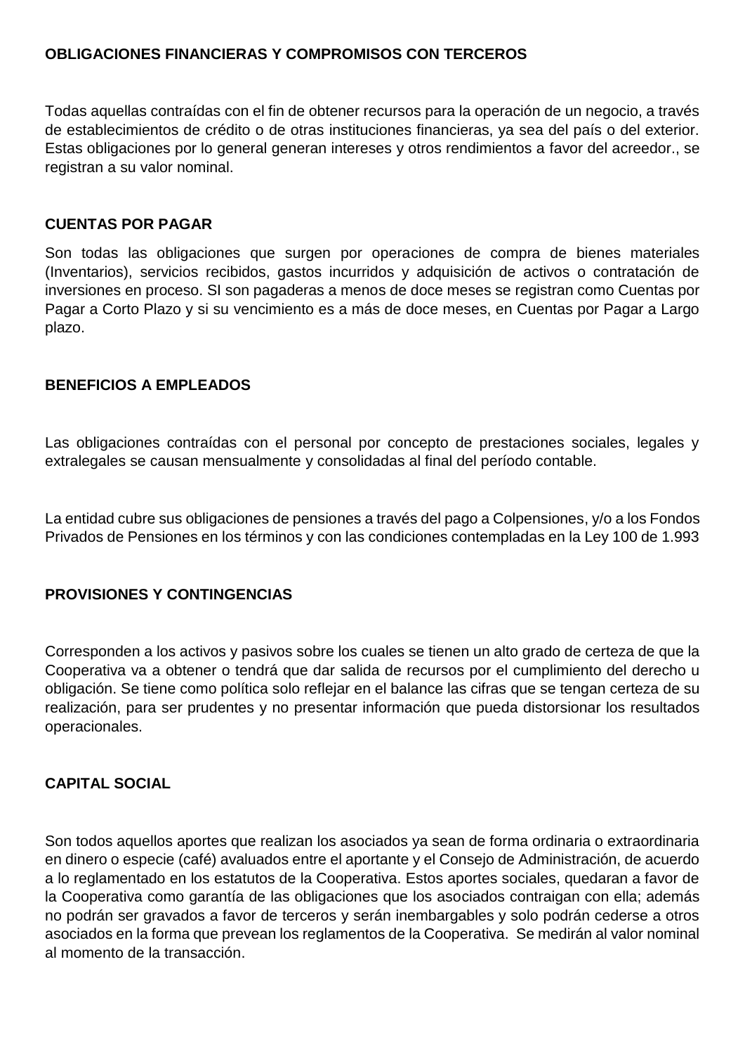**OBLIGACIONES FINANCIERAS Y COMPROMISOS CON TERCEROS**

Todas aquellas contraídas con el fin de obtener recursos para la operación de un negocio, a través de establecimientos de crédito o de otras instituciones financieras, ya sea del país o del exterior. Estas obligaciones por lo general generan intereses y otros rendimientos a favor del acreedor., se registran a su valor nominal.

**CUENTAS POR PAGAR**

Son todas las obligaciones que surgen por operaciones de compra de bienes materiales (Inventarios), servicios recibidos, gastos incurridos y adquisición de activos o contratación de inversiones en proceso. SI son pagaderas a menos de doce meses se registran como Cuentas por Pagar a Corto Plazo y si su vencimiento es a más de doce meses, en Cuentas por Pagar a Largo plazo.

**BENEFICIOS A EMPLEADOS**

Las obligaciones contraídas con el personal por concepto de prestaciones sociales, legales y extralegales se causan mensualmente y consolidadas al final del período contable.

La entidad cubre sus obligaciones de pensiones a través del pago a Colpensiones, y/o a los Fondos Privados de Pensiones en los términos y con las condiciones contempladas en la Ley 100 de 1.993

**PROVISIONES Y CONTINGENCIAS**

Corresponden a los activos y pasivos sobre los cuales se tienen un alto grado de certeza de que la Cooperativa va a obtener o tendrá que dar salida de recursos por el cumplimiento del derecho u obligación. Se tiene como política solo reflejar en el balance las cifras que se tengan certeza de su realización, para ser prudentes y no presentar información que pueda distorsionar los resultados operacionales.

**CAPITAL SOCIAL**

Son todos aquellos aportes que realizan los asociados ya sean de forma ordinaria o extraordinaria en dinero o especie (café) avaluados entre el aportante y el Consejo de Administración, de acuerdo a lo reglamentado en los estatutos de la Cooperativa. Estos aportes sociales, quedaran a favor de la Cooperativa como garantía de las obligaciones que los asociados contraigan con ella; además no podrán ser gravados a favor de terceros y serán inembargables y solo podrán cederse a otros asociados en la forma que prevean los reglamentos de la Cooperativa. Se medirán al valor nominal al momento de la transacción.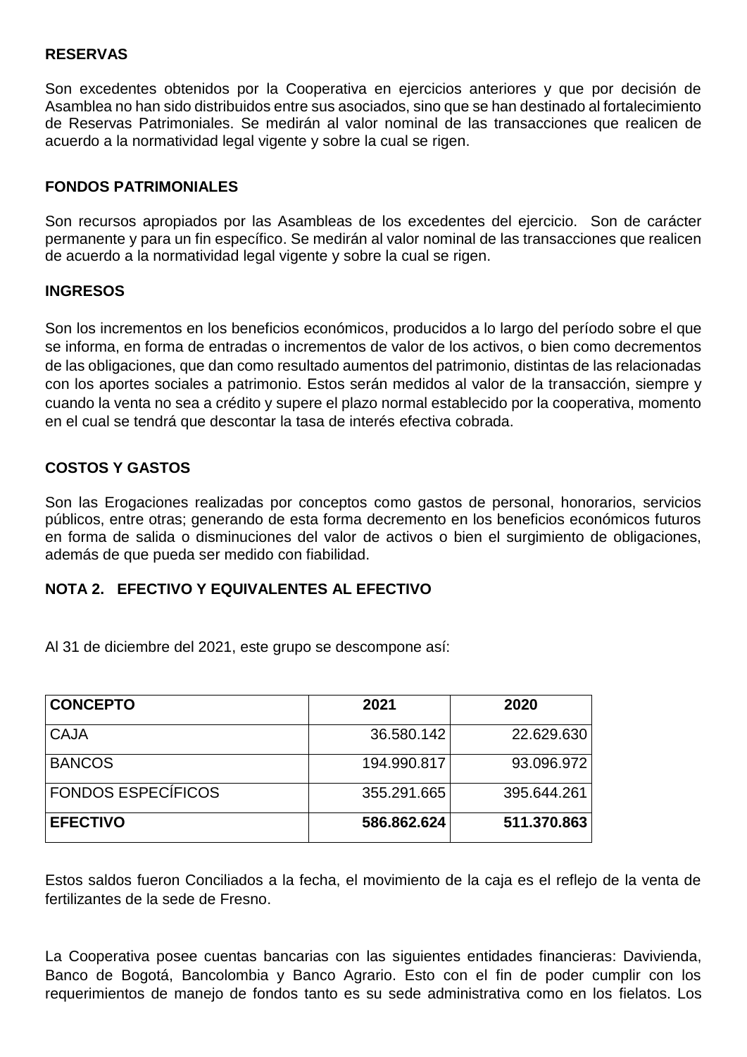**RESERVAS**

Son excedentes obtenidos por la Cooperativa en ejercicios anteriores y que por decisión de Asamblea no han sido distribuidos entre sus asociados, sino que se han destinado al fortalecimiento de Reservas Patrimoniales. Se medirán al valor nominal de las transacciones que realicen de acuerdo a la normatividad legal vigente y sobre la cual se rigen.

**FONDOS PATRIMONIALES**

Son recursos apropiados por las Asambleas de los excedentes del ejercicio. Son de carácter permanente y para un fin específico. Se medirán al valor nominal de las transacciones que realicen de acuerdo a la normatividad legal vigente y sobre la cual se rigen.

**INGRESOS**

Son los incrementos en los beneficios económicos, producidos a lo largo del período sobre el que se informa, en forma de entradas o incrementos de valor de los activos, o bien como decrementos de las obligaciones, que dan como resultado aumentos del patrimonio, distintas de las relacionadas con los aportes sociales a patrimonio. Estos serán medidos al valor de la transacción, siempre y cuando la venta no sea a crédito y supere el plazo normal establecido por la cooperativa, momento en el cual se tendrá que descontar la tasa de interés efectiva cobrada.

**COSTOS Y GASTOS**

Son las Erogaciones realizadas por conceptos como gastos de personal, honorarios, servicios públicos, entre otras; generando de esta forma decremento en los beneficios económicos futuros en forma de salida o disminuciones del valor de activos o bien el surgimiento de obligaciones, además de que pueda ser medido con fiabilidad.

**NOTA 2. EFECTIVO Y EQUIVALENTES AL EFECTIVO**

Al 31 de diciembre del 2021, este grupo se descompone así:

| **CONCEPTO** | **2021** | **2020** |
|---|---|---|
| CAJA | 36.580.142 | 22.629.630 |
| BANCOS | 194.990.817 | 93.096.972 |
| FONDOS ESPECÍFICOS | 355.291.665 | 395.644.261 |
| **EFECTIVO** | **586.862.624** | **511.370.863** |

Estos saldos fueron Conciliados a la fecha, el movimiento de la caja es el reflejo de la venta de fertilizantes de la sede de Fresno.

La Cooperativa posee cuentas bancarias con las siguientes entidades financieras: Davivienda, Banco de Bogotá, Bancolombia y Banco Agrario. Esto con el fin de poder cumplir con los requerimientos de manejo de fondos tanto es su sede administrativa como en los fielatos. Los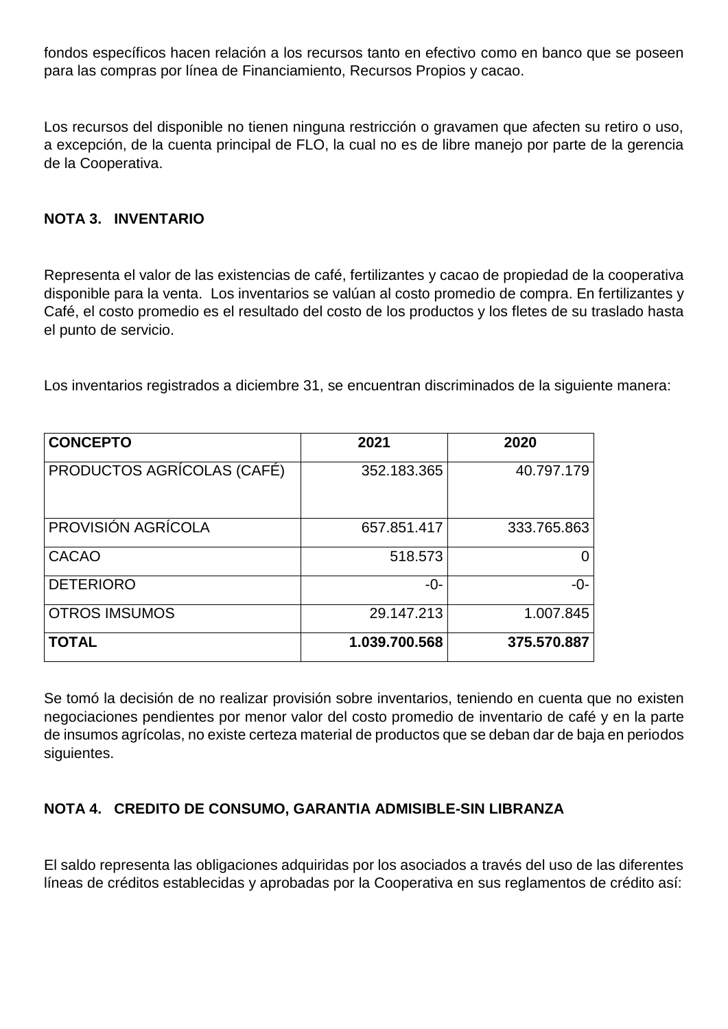fondos específicos hacen relación a los recursos tanto en efectivo como en banco que se poseen para las compras por línea de Financiamiento, Recursos Propios y cacao.

Los recursos del disponible no tienen ninguna restricción o gravamen que afecten su retiro o uso, a excepción, de la cuenta principal de FLO, la cual no es de libre manejo por parte de la gerencia de la Cooperativa.

**NOTA 3. INVENTARIO**

Representa el valor de las existencias de café, fertilizantes y cacao de propiedad de la cooperativa disponible para la venta. Los inventarios se valúan al costo promedio de compra. En fertilizantes y Café, el costo promedio es el resultado del costo de los productos y los fletes de su traslado hasta el punto de servicio.

Los inventarios registrados a diciembre 31, se encuentran discriminados de la siguiente manera:

| **CONCEPTO** | **2021** | **2020** |
|---|---|---|
| PRODUCTOS AGRÍCOLAS (CAFÉ) | 352.183.365 | 40.797.179 |
| PROVISIÓN AGRÍCOLA | 657.851.417 | 333.765.863 |
| CACAO | 518.573 | 0 |
| DETERIORO | -0- | -0- |
| OTROS IMSUMOS | 29.147.213 | 1.007.845 |
| **TOTAL** | **1.039.700.568** | **375.570.887** |

Se tomó la decisión de no realizar provisión sobre inventarios, teniendo en cuenta que no existen negociaciones pendientes por menor valor del costo promedio de inventario de café y en la parte de insumos agrícolas, no existe certeza material de productos que se deban dar de baja en periodos siguientes.

**NOTA 4. CREDITO DE CONSUMO, GARANTIA ADMISIBLE-SIN LIBRANZA**

El saldo representa las obligaciones adquiridas por los asociados a través del uso de las diferentes líneas de créditos establecidas y aprobadas por la Cooperativa en sus reglamentos de crédito así: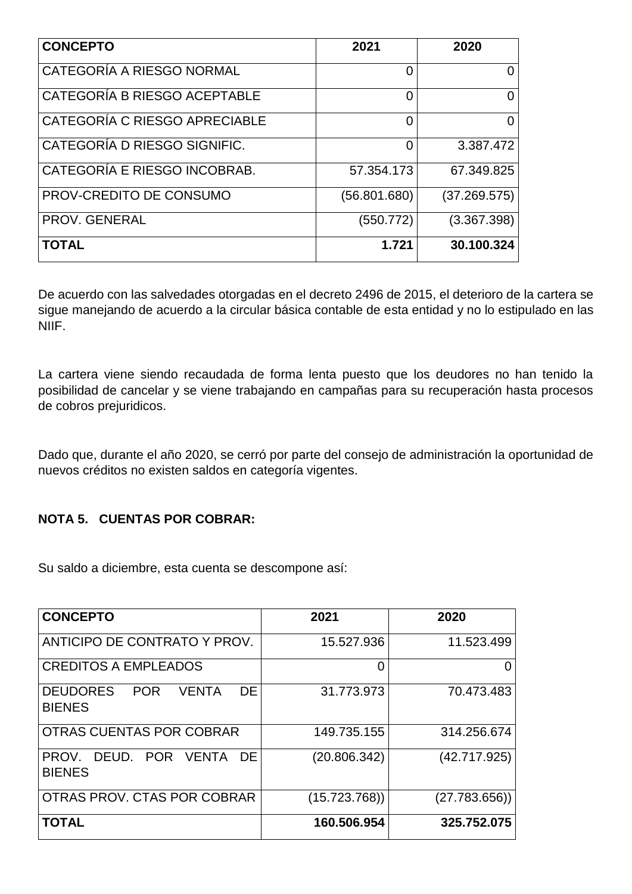| **CONCEPTO** | **2021** | **2020** |
| --- | --- | --- |
| CATEGORÍA A RIESGO NORMAL | 0 | 0 |
| CATEGORÍA B RIESGO ACEPTABLE | 0 | 0 |
| CATEGORÍA C RIESGO APRECIABLE | 0 | 0 |
| CATEGORÍA D RIESGO SIGNIFIC. | 0 | 3.387.472 |
| CATEGORÍA E RIESGO INCOBRAB. | 57.354.173 | 67.349.825 |
| PROV-CREDITO DE CONSUMO | (56.801.680) | (37.269.575) |
| PROV. GENERAL | (550.772) | (3.367.398) |
| **TOTAL** | **1.721** | **30.100.324** |

De acuerdo con las salvedades otorgadas en el decreto 2496 de 2015, el deterioro de la cartera se sigue manejando de acuerdo a la circular básica contable de esta entidad y no lo estipulado en las NIIF.

La cartera viene siendo recaudada de forma lenta puesto que los deudores no han tenido la posibilidad de cancelar y se viene trabajando en campañas para su recuperación hasta procesos de cobros prejuridicos.

Dado que, durante el año 2020, se cerró por parte del consejo de administración la oportunidad de nuevos créditos no existen saldos en categoría vigentes.

**NOTA 5. CUENTAS POR COBRAR:**

Su saldo a diciembre, esta cuenta se descompone así:

| **CONCEPTO** | **2021** | **2020** |
| --- | --- | --- |
| ANTICIPO DE CONTRATO Y PROV. | 15.527.936 | 11.523.499 |
| CREDITOS A EMPLEADOS | 0 | 0 |
| DEUDORES POR VENTA DE BIENES | 31.773.973 | 70.473.483 |
| OTRAS CUENTAS POR COBRAR | 149.735.155 | 314.256.674 |
| PROV. DEUD. POR VENTA DE BIENES | (20.806.342) | (42.717.925) |
| OTRAS PROV. CTAS POR COBRAR | (15.723.768)) | (27.783.656)) |
| **TOTAL** | **160.506.954** | **325.752.075** |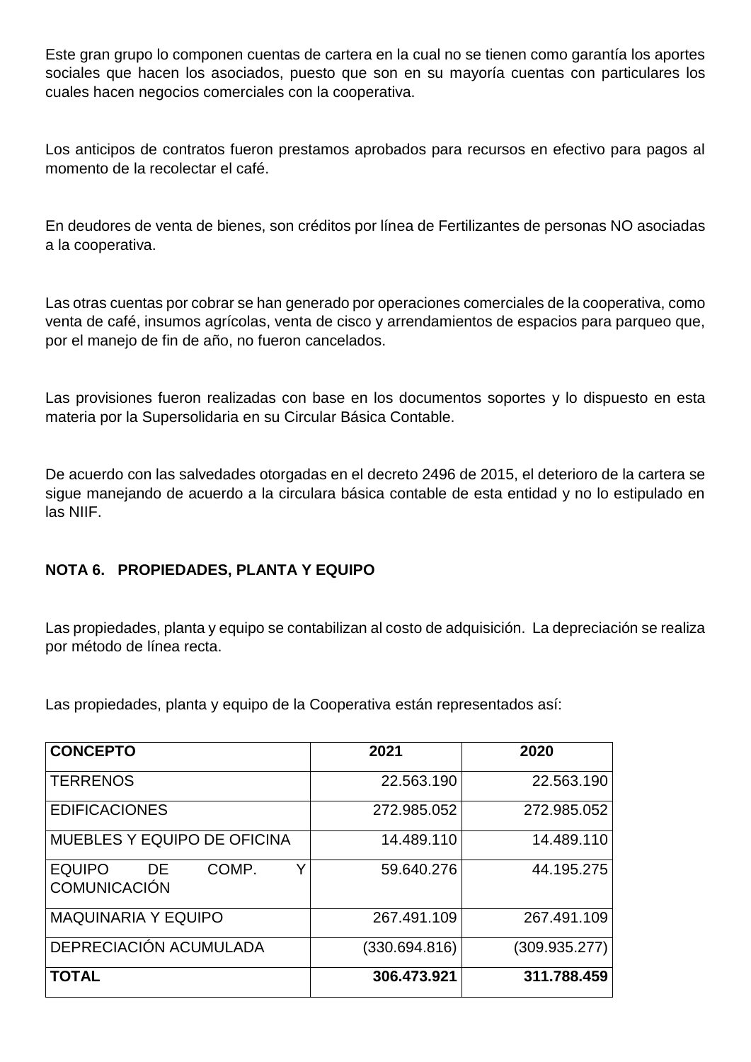Este gran grupo lo componen cuentas de cartera en la cual no se tienen como garantía los aportes sociales que hacen los asociados, puesto que son en su mayoría cuentas con particulares los cuales hacen negocios comerciales con la cooperativa.

Los anticipos de contratos fueron prestamos aprobados para recursos en efectivo para pagos al momento de la recolectar el café.

En deudores de venta de bienes, son créditos por línea de Fertilizantes de personas NO asociadas a la cooperativa.

Las otras cuentas por cobrar se han generado por operaciones comerciales de la cooperativa, como venta de café, insumos agrícolas, venta de cisco y arrendamientos de espacios para parqueo que, por el manejo de fin de año, no fueron cancelados.

Las provisiones fueron realizadas con base en los documentos soportes y lo dispuesto en esta materia por la Supersolidaria en su Circular Básica Contable.

De acuerdo con las salvedades otorgadas en el decreto 2496 de 2015, el deterioro de la cartera se sigue manejando de acuerdo a la circulara básica contable de esta entidad y no lo estipulado en las NIIF.

## NOTA 6. PROPIEDADES, PLANTA Y EQUIPO

Las propiedades, planta y equipo se contabilizan al costo de adquisición. La depreciación se realiza por método de línea recta.

Las propiedades, planta y equipo de la Cooperativa están representados así:

| **CONCEPTO** | **2021** | **2020** |
|---|---:|---:|
| TERRENOS | 22.563.190 | 22.563.190 |
| EDIFICACIONES | 272.985.052 | 272.985.052 |
| MUEBLES Y EQUIPO DE OFICINA | 14.489.110 | 14.489.110 |
| EQUIPO DE COMP. Y COMUNICACIÓN | 59.640.276 | 44.195.275 |
| MAQUINARIA Y EQUIPO | 267.491.109 | 267.491.109 |
| DEPRECIACIÓN ACUMULADA | (330.694.816) | (309.935.277) |
| **TOTAL** | **306.473.921** | **311.788.459** |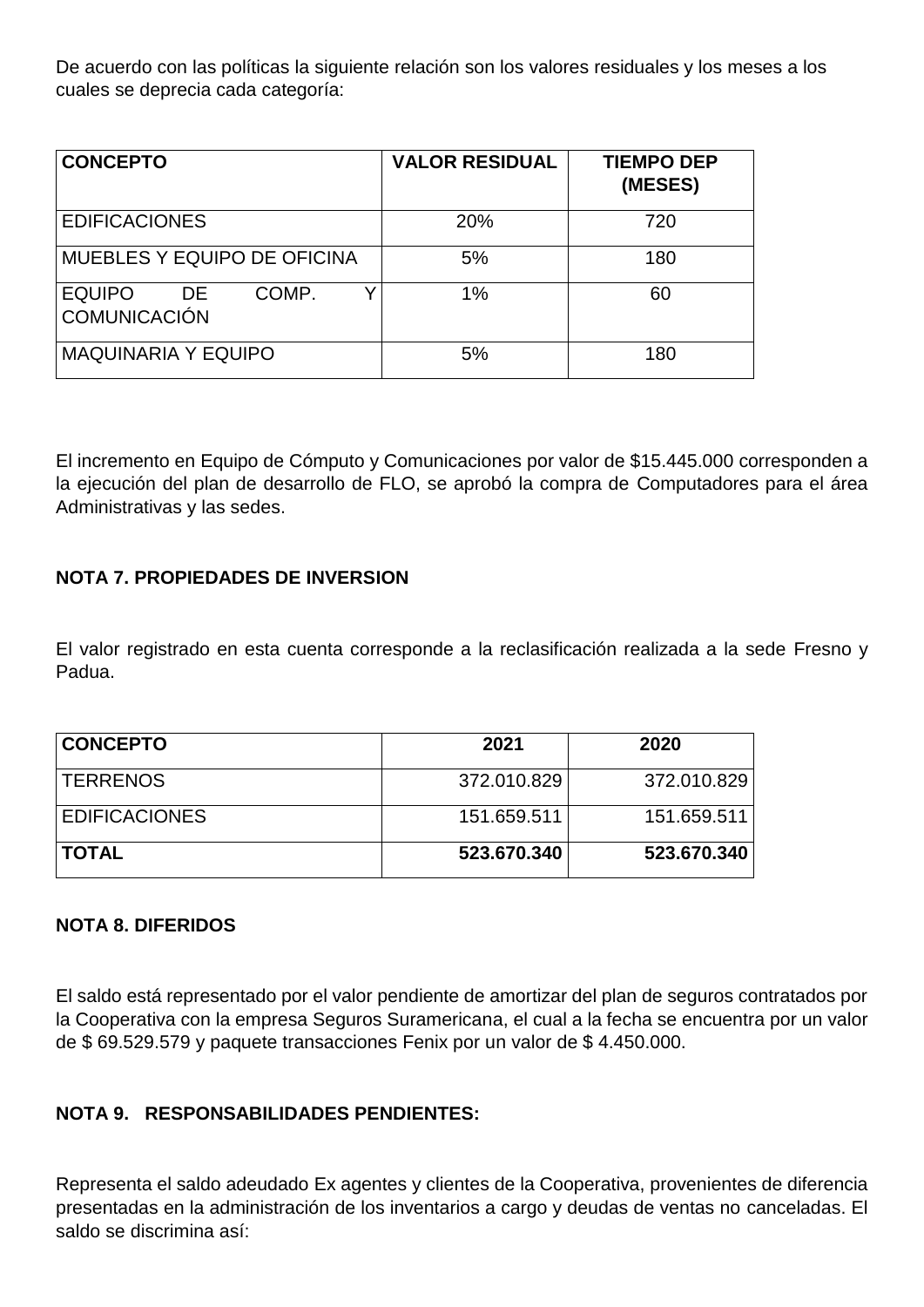De acuerdo con las políticas la siguiente relación son los valores residuales y los meses a los cuales se deprecia cada categoría:

| CONCEPTO | VALOR RESIDUAL | TIEMPO DEP (MESES) |
|---|---|---|
| EDIFICACIONES | 20% | 720 |
| MUEBLES Y EQUIPO DE OFICINA | 5% | 180 |
| EQUIPO DE COMP. Y COMUNICACIÓN | 1% | 60 |
| MAQUINARIA Y EQUIPO | 5% | 180 |

El incremento en Equipo de Cómputo y Comunicaciones por valor de $15.445.000 corresponden a la ejecución del plan de desarrollo de FLO, se aprobó la compra de Computadores para el área Administrativas y las sedes.

**NOTA 7. PROPIEDADES DE INVERSION**

El valor registrado en esta cuenta corresponde a la reclasificación realizada a la sede Fresno y Padua.

| CONCEPTO | 2021 | 2020 |
|---|---|---|
| TERRENOS | 372.010.829 | 372.010.829 |
| EDIFICACIONES | 151.659.511 | 151.659.511 |
| **TOTAL** | **523.670.340** | **523.670.340** |

**NOTA 8. DIFERIDOS**

El saldo está representado por el valor pendiente de amortizar del plan de seguros contratados por la Cooperativa con la empresa Seguros Suramericana, el cual a la fecha se encuentra por un valor de $ 69.529.579 y paquete transacciones Fenix por un valor de $ 4.450.000.

**NOTA 9. RESPONSABILIDADES PENDIENTES:**

Representa el saldo adeudado Ex agentes y clientes de la Cooperativa, provenientes de diferencia presentadas en la administración de los inventarios a cargo y deudas de ventas no canceladas. El saldo se discrimina así: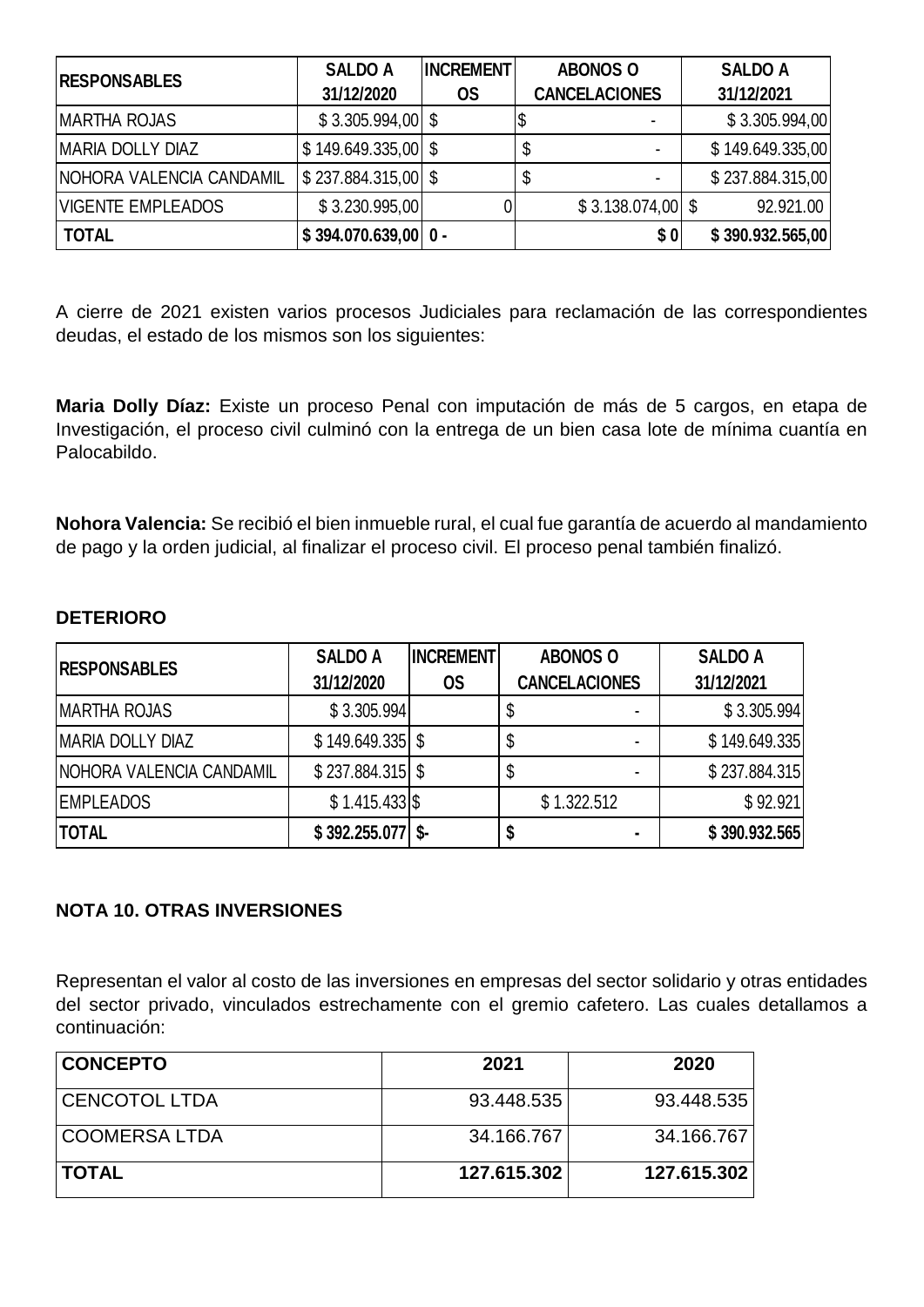| RESPONSABLES | SALDO A 31/12/2020 | INCREMENTOS | ABONOS O CANCELACIONES | SALDO A 31/12/2021 |
|---|---|---|---|---|
| MARTHA ROJAS | $ 3.305.994,00 | $ | $ - | $ 3.305.994,00 |
| MARIA DOLLY DIAZ | $ 149.649.335,00 | $ | $ - | $ 149.649.335,00 |
| NOHORA VALENCIA CANDAMIL | $ 237.884.315,00 | $ | $ - | $ 237.884.315,00 |
| VIGENTE EMPLEADOS | $ 3.230.995,00 | 0 | $ 3.138.074,00 | $ 92.921.00 |
| **TOTAL** | **$ 394.070.639,00** | **0 -** | **$ 0** | **$ 390.932.565,00** |

A cierre de 2021 existen varios procesos Judiciales para reclamación de las correspondientes deudas, el estado de los mismos son los siguientes:

**Maria Dolly Díaz:** Existe un proceso Penal con imputación de más de 5 cargos, en etapa de Investigación, el proceso civil culminó con la entrega de un bien casa lote de mínima cuantía en Palocabildo.

**Nohora Valencia:** Se recibió el bien inmueble rural, el cual fue garantía de acuerdo al mandamiento de pago y la orden judicial, al finalizar el proceso civil. El proceso penal también finalizó.

**DETERIORO**

| RESPONSABLES | SALDO A 31/12/2020 | INCREMENTOS | ABONOS O CANCELACIONES | SALDO A 31/12/2021 |
|---|---|---|---|---|
| MARTHA ROJAS | $ 3.305.994 | | $ - | $ 3.305.994 |
| MARIA DOLLY DIAZ | $ 149.649.335 | $ | $ - | $ 149.649.335 |
| NOHORA VALENCIA CANDAMIL | $ 237.884.315 | $ | $ - | $ 237.884.315 |
| EMPLEADOS | $ 1.415.433 | $ | $ 1.322.512 | $ 92.921 |
| **TOTAL** | **$ 392.255.077** | **$-** | **$ -** | **$ 390.932.565** |

**NOTA 10. OTRAS INVERSIONES**

Representan el valor al costo de las inversiones en empresas del sector solidario y otras entidades del sector privado, vinculados estrechamente con el gremio cafetero. Las cuales detallamos a continuación:

| CONCEPTO | 2021 | 2020 |
|---|---|---|
| CENCOTOL LTDA | 93.448.535 | 93.448.535 |
| COOMERSA LTDA | 34.166.767 | 34.166.767 |
| **TOTAL** | **127.615.302** | **127.615.302** |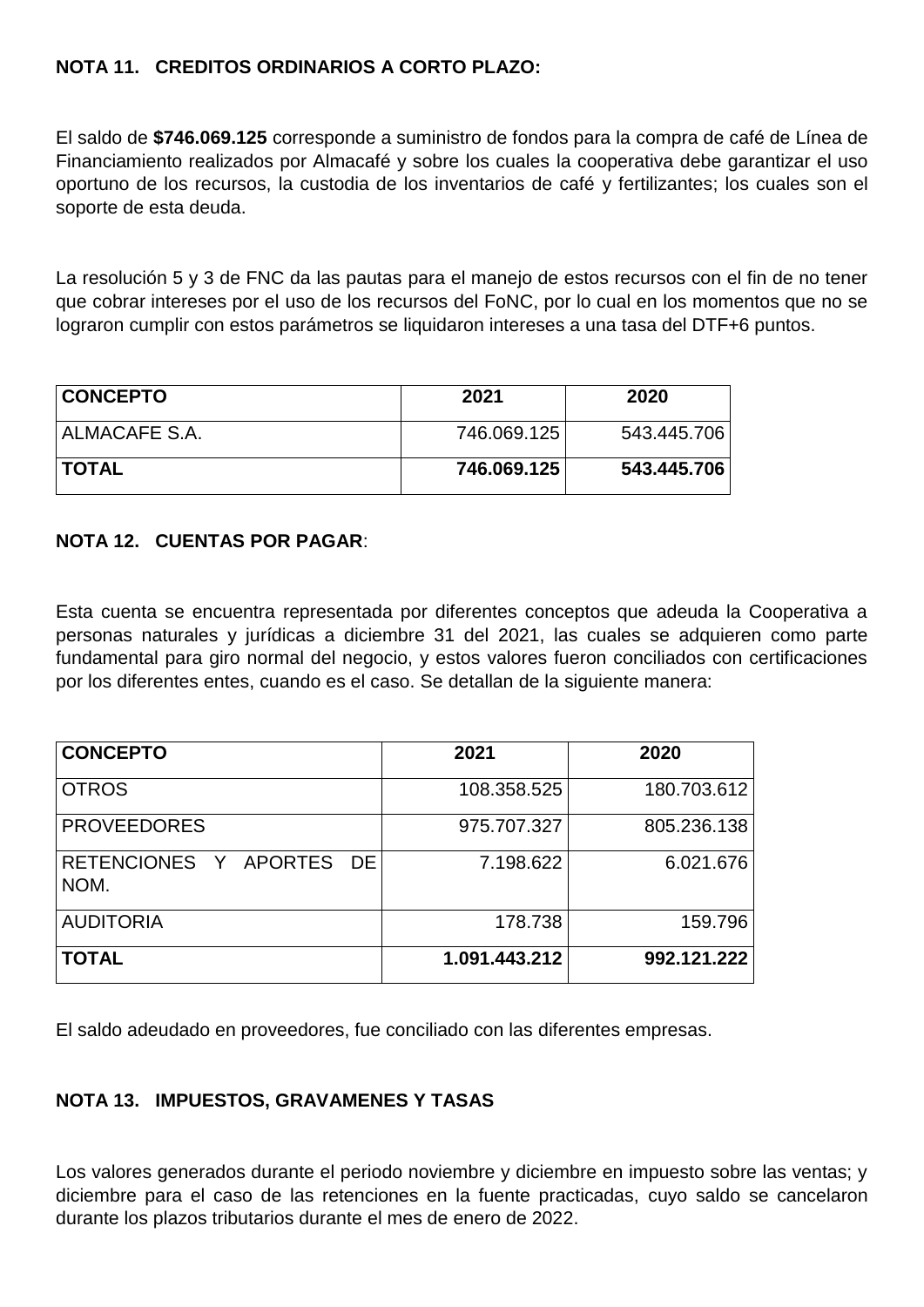**NOTA 11. CREDITOS ORDINARIOS A CORTO PLAZO:**

El saldo de **$746.069.125** corresponde a suministro de fondos para la compra de café de Línea de Financiamiento realizados por Almacafé y sobre los cuales la cooperativa debe garantizar el uso oportuno de los recursos, la custodia de los inventarios de café y fertilizantes; los cuales son el soporte de esta deuda.

La resolución 5 y 3 de FNC da las pautas para el manejo de estos recursos con el fin de no tener que cobrar intereses por el uso de los recursos del FoNC, por lo cual en los momentos que no se lograron cumplir con estos parámetros se liquidaron intereses a una tasa del DTF+6 puntos.

| **CONCEPTO** | **2021** | **2020** |
|---|---:|---:|
| ALMACAFE S.A. | 746.069.125 | 543.445.706 |
| **TOTAL** | **746.069.125** | **543.445.706** |

**NOTA 12. CUENTAS POR PAGAR**:

Esta cuenta se encuentra representada por diferentes conceptos que adeuda la Cooperativa a personas naturales y jurídicas a diciembre 31 del 2021, las cuales se adquieren como parte fundamental para giro normal del negocio, y estos valores fueron conciliados con certificaciones por los diferentes entes, cuando es el caso. Se detallan de la siguiente manera:

| **CONCEPTO** | **2021** | **2020** |
|---|---:|---:|
| OTROS | 108.358.525 | 180.703.612 |
| PROVEEDORES | 975.707.327 | 805.236.138 |
| RETENCIONES Y APORTES DE NOM. | 7.198.622 | 6.021.676 |
| AUDITORIA | 178.738 | 159.796 |
| **TOTAL** | **1.091.443.212** | **992.121.222** |

El saldo adeudado en proveedores, fue conciliado con las diferentes empresas.

**NOTA 13. IMPUESTOS, GRAVAMENES Y TASAS**

Los valores generados durante el periodo noviembre y diciembre en impuesto sobre las ventas; y diciembre para el caso de las retenciones en la fuente practicadas, cuyo saldo se cancelaron durante los plazos tributarios durante el mes de enero de 2022.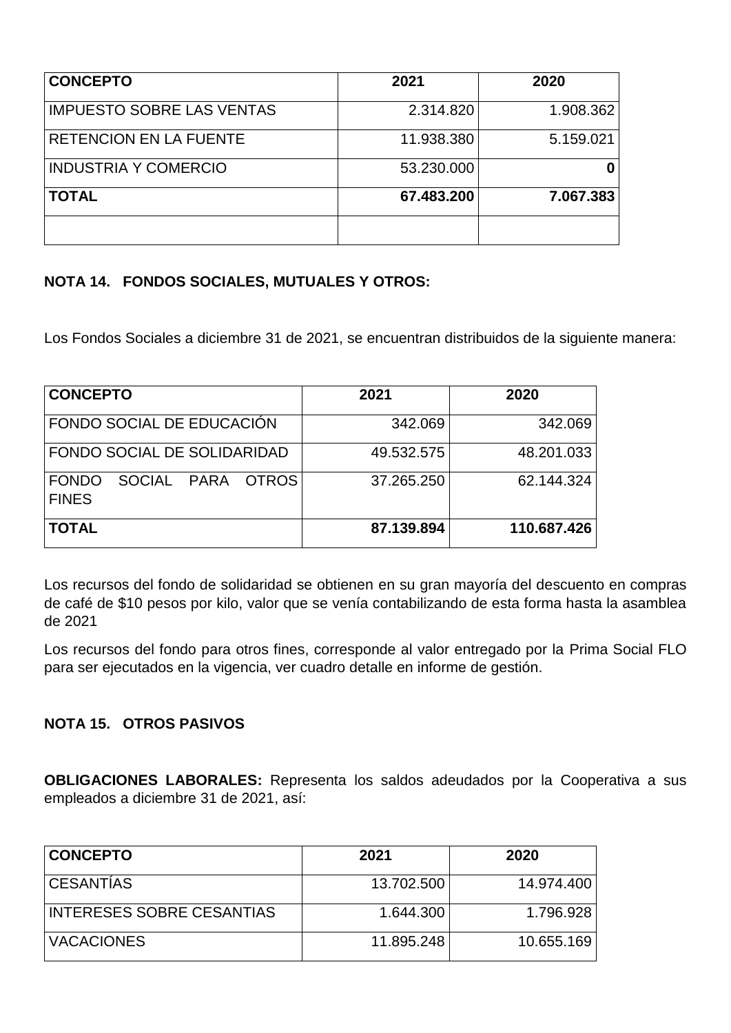| CONCEPTO | 2021 | 2020 |
|---|---|---|
| IMPUESTO SOBRE LAS VENTAS | 2.314.820 | 1.908.362 |
| RETENCION EN LA FUENTE | 11.938.380 | 5.159.021 |
| INDUSTRIA Y COMERCIO | 53.230.000 | **0** |
| **TOTAL** | **67.483.200** | **7.067.383** |
| | | |

**NOTA 14. FONDOS SOCIALES, MUTUALES Y OTROS:**

Los Fondos Sociales a diciembre 31 de 2021, se encuentran distribuidos de la siguiente manera:

| CONCEPTO | 2021 | 2020 |
|---|---|---|
| FONDO SOCIAL DE EDUCACIÓN | 342.069 | 342.069 |
| FONDO SOCIAL DE SOLIDARIDAD | 49.532.575 | 48.201.033 |
| FONDO SOCIAL PARA OTROS FINES | 37.265.250 | 62.144.324 |
| **TOTAL** | **87.139.894** | **110.687.426** |

Los recursos del fondo de solidaridad se obtienen en su gran mayoría del descuento en compras de café de $10 pesos por kilo, valor que se venía contabilizando de esta forma hasta la asamblea de 2021

Los recursos del fondo para otros fines, corresponde al valor entregado por la Prima Social FLO para ser ejecutados en la vigencia, ver cuadro detalle en informe de gestión.

**NOTA 15. OTROS PASIVOS**

**OBLIGACIONES LABORALES:** Representa los saldos adeudados por la Cooperativa a sus empleados a diciembre 31 de 2021, así:

| CONCEPTO | 2021 | 2020 |
|---|---|---|
| CESANTÍAS | 13.702.500 | 14.974.400 |
| INTERESES SOBRE CESANTIAS | 1.644.300 | 1.796.928 |
| VACACIONES | 11.895.248 | 10.655.169 |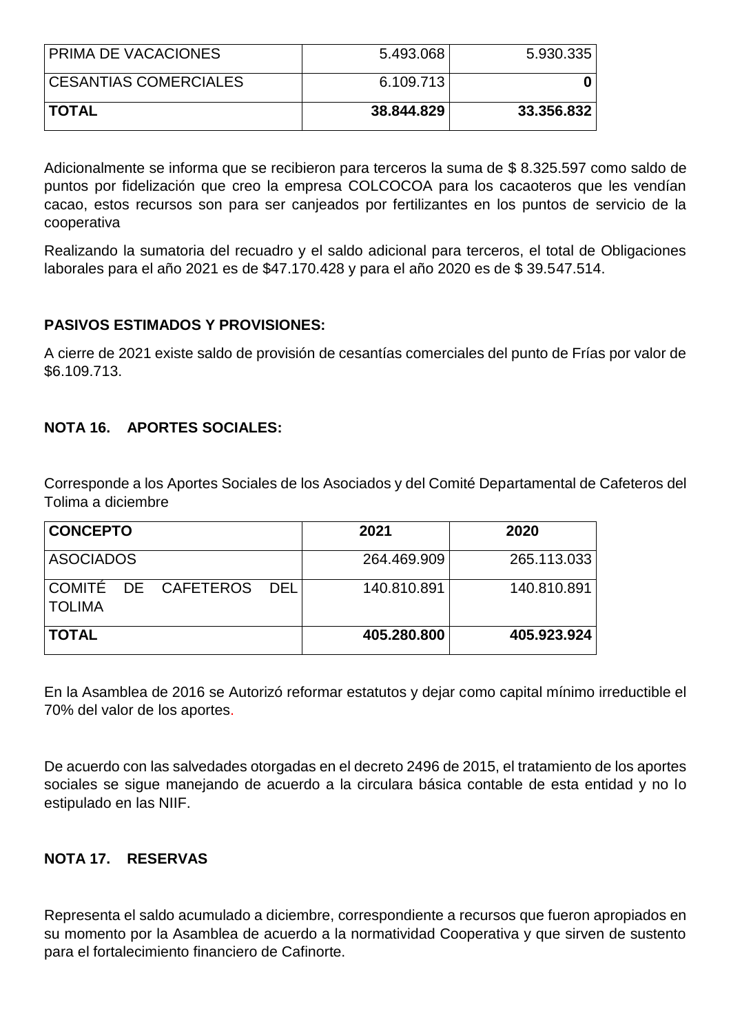| PRIMA DE VACACIONES | 5.493.068 | 5.930.335 |
|---|---:|---:|
| CESANTIAS COMERCIALES | 6.109.713 | **0** |
| **TOTAL** | **38.844.829** | **33.356.832** |

Adicionalmente se informa que se recibieron para terceros la suma de $ 8.325.597 como saldo de puntos por fidelización que creo la empresa COLCOCOA para los cacaoteros que les vendían cacao, estos recursos son para ser canjeados por fertilizantes en los puntos de servicio de la cooperativa

Realizando la sumatoria del recuadro y el saldo adicional para terceros, el total de Obligaciones laborales para el año 2021 es de $47.170.428 y para el año 2020 es de $ 39.547.514.

**PASIVOS ESTIMADOS Y PROVISIONES:**

A cierre de 2021 existe saldo de provisión de cesantías comerciales del punto de Frías por valor de $6.109.713.

## NOTA 16. APORTES SOCIALES:

Corresponde a los Aportes Sociales de los Asociados y del Comité Departamental de Cafeteros del Tolima a diciembre

| CONCEPTO | 2021 | 2020 |
|---|---:|---:|
| ASOCIADOS | 264.469.909 | 265.113.033 |
| COMITÉ DE CAFETEROS DEL TOLIMA | 140.810.891 | 140.810.891 |
| **TOTAL** | **405.280.800** | **405.923.924** |

En la Asamblea de 2016 se Autorizó reformar estatutos y dejar como capital mínimo irreductible el 70% del valor de los aportes.

De acuerdo con las salvedades otorgadas en el decreto 2496 de 2015, el tratamiento de los aportes sociales se sigue manejando de acuerdo a la circulara básica contable de esta entidad y no lo estipulado en las NIIF.

## NOTA 17. RESERVAS

Representa el saldo acumulado a diciembre, correspondiente a recursos que fueron apropiados en su momento por la Asamblea de acuerdo a la normatividad Cooperativa y que sirven de sustento para el fortalecimiento financiero de Cafinorte.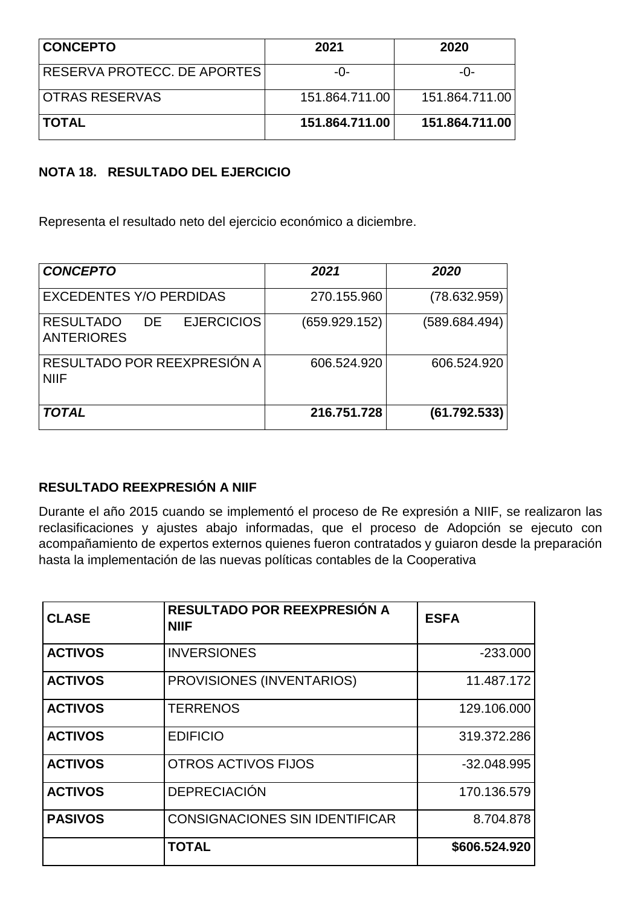| **CONCEPTO** | **2021** | **2020** |
|---|---|---|
| RESERVA PROTECC. DE APORTES | -0- | -0- |
| OTRAS RESERVAS | 151.864.711.00 | 151.864.711.00 |
| **TOTAL** | **151.864.711.00** | **151.864.711.00** |

**NOTA 18. RESULTADO DEL EJERCICIO**

Representa el resultado neto del ejercicio económico a diciembre.

| ***CONCEPTO*** | ***2021*** | ***2020*** |
|---|---|---|
| EXCEDENTES Y/O PERDIDAS | 270.155.960 | (78.632.959) |
| RESULTADO DE EJERCICIOS ANTERIORES | (659.929.152) | (589.684.494) |
| RESULTADO POR REEXPRESIÓN A NIIF | 606.524.920 | 606.524.920 |
| ***TOTAL*** | **216.751.728** | **(61.792.533)** |

**RESULTADO REEXPRESIÓN A NIIF**

Durante el año 2015 cuando se implementó el proceso de Re expresión a NIIF, se realizaron las reclasificaciones y ajustes abajo informadas, que el proceso de Adopción se ejecuto con acompañamiento de expertos externos quienes fueron contratados y guiaron desde la preparación hasta la implementación de las nuevas políticas contables de la Cooperativa

| **CLASE** | **RESULTADO POR REEXPRESIÓN A NIIF** | **ESFA** |
|---|---|---|
| **ACTIVOS** | INVERSIONES | -233.000 |
| **ACTIVOS** | PROVISIONES (INVENTARIOS) | 11.487.172 |
| **ACTIVOS** | TERRENOS | 129.106.000 |
| **ACTIVOS** | EDIFICIO | 319.372.286 |
| **ACTIVOS** | OTROS ACTIVOS FIJOS | -32.048.995 |
| **ACTIVOS** | DEPRECIACIÓN | 170.136.579 |
| **PASIVOS** | CONSIGNACIONES SIN IDENTIFICAR | 8.704.878 |
| | **TOTAL** | **$606.524.920** |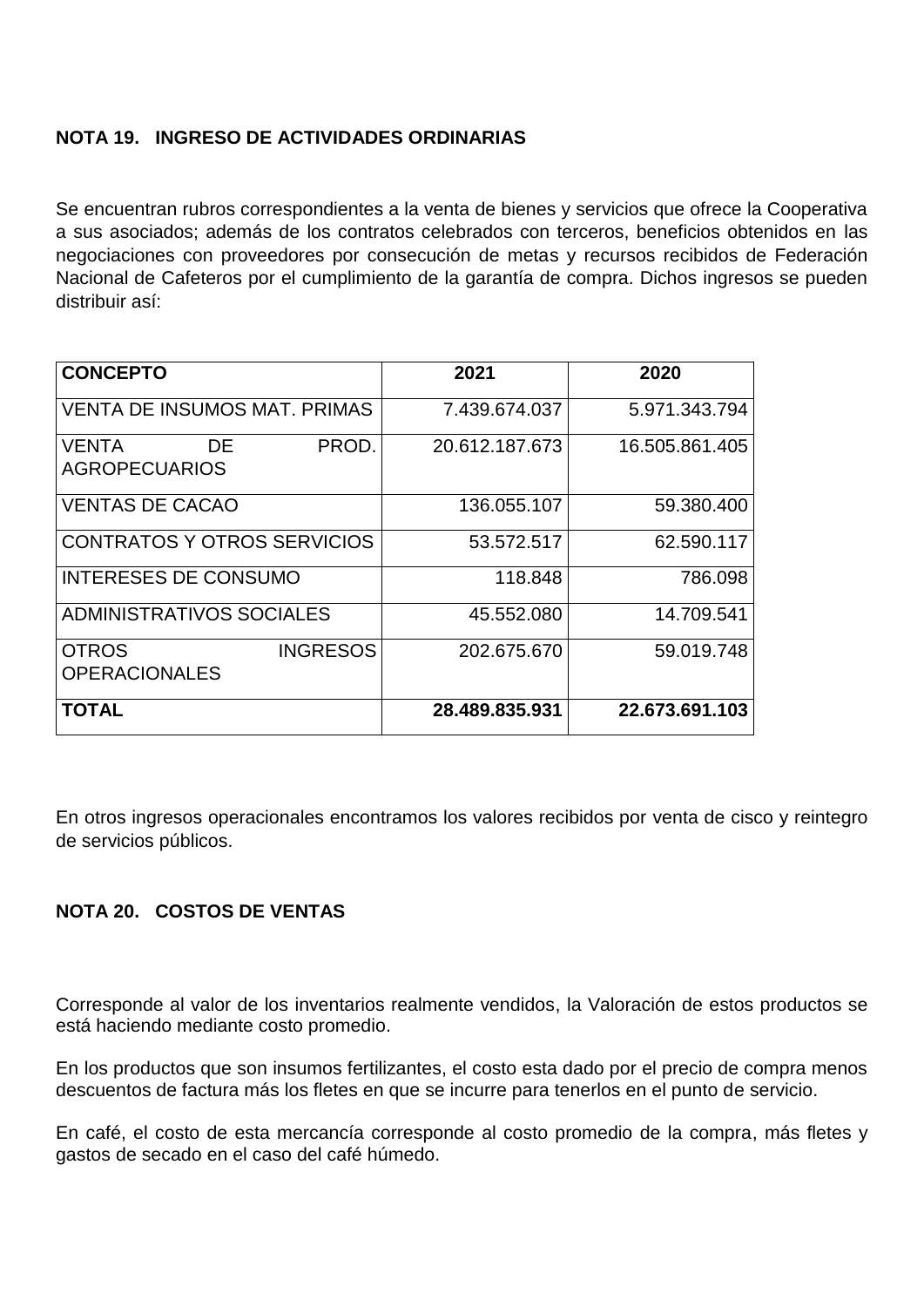**NOTA 19. INGRESO DE ACTIVIDADES ORDINARIAS**

Se encuentran rubros correspondientes a la venta de bienes y servicios que ofrece la Cooperativa a sus asociados; además de los contratos celebrados con terceros, beneficios obtenidos en las negociaciones con proveedores por consecución de metas y recursos recibidos de Federación Nacional de Cafeteros por el cumplimiento de la garantía de compra. Dichos ingresos se pueden distribuir así:

| **CONCEPTO** | **2021** | **2020** |
|---|---|---|
| VENTA DE INSUMOS MAT. PRIMAS | 7.439.674.037 | 5.971.343.794 |
| VENTA DE PROD. AGROPECUARIOS | 20.612.187.673 | 16.505.861.405 |
| VENTAS DE CACAO | 136.055.107 | 59.380.400 |
| CONTRATOS Y OTROS SERVICIOS | 53.572.517 | 62.590.117 |
| INTERESES DE CONSUMO | 118.848 | 786.098 |
| ADMINISTRATIVOS SOCIALES | 45.552.080 | 14.709.541 |
| OTROS INGRESOS OPERACIONALES | 202.675.670 | 59.019.748 |
| **TOTAL** | **28.489.835.931** | **22.673.691.103** |

En otros ingresos operacionales encontramos los valores recibidos por venta de cisco y reintegro de servicios públicos.

**NOTA 20. COSTOS DE VENTAS**

Corresponde al valor de los inventarios realmente vendidos, la Valoración de estos productos se está haciendo mediante costo promedio.

En los productos que son insumos fertilizantes, el costo esta dado por el precio de compra menos descuentos de factura más los fletes en que se incurre para tenerlos en el punto de servicio.

En café, el costo de esta mercancía corresponde al costo promedio de la compra, más fletes y gastos de secado en el caso del café húmedo.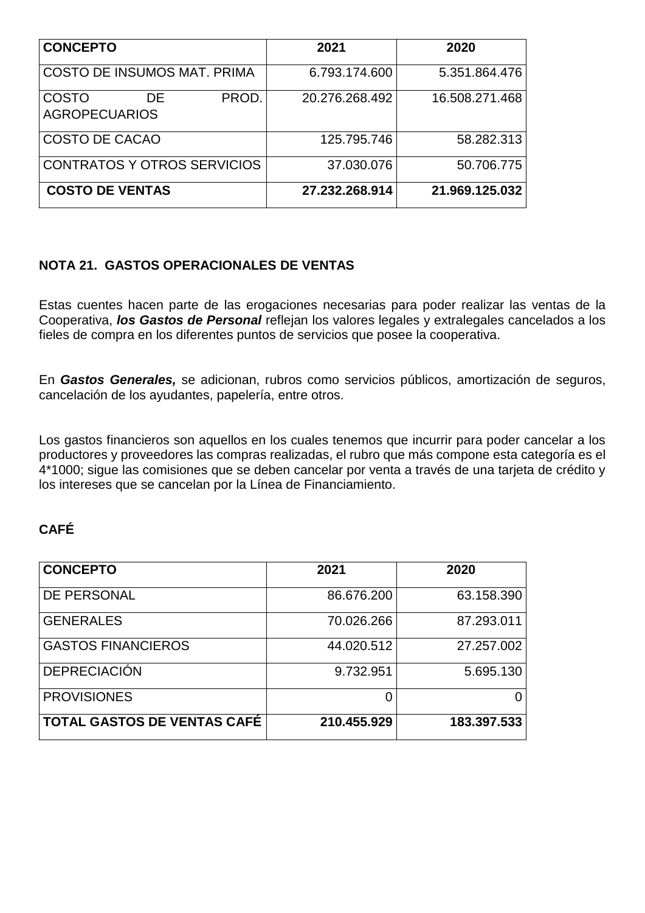| CONCEPTO | 2021 | 2020 |
|---|---|---|
| COSTO DE INSUMOS MAT. PRIMA | 6.793.174.600 | 5.351.864.476 |
| COSTO DE PROD. AGROPECUARIOS | 20.276.268.492 | 16.508.271.468 |
| COSTO DE CACAO | 125.795.746 | 58.282.313 |
| CONTRATOS Y OTROS SERVICIOS | 37.030.076 | 50.706.775 |
| **COSTO DE VENTAS** | **27.232.268.914** | **21.969.125.032** |

## NOTA 21. GASTOS OPERACIONALES DE VENTAS

Estas cuentes hacen parte de las erogaciones necesarias para poder realizar las ventas de la Cooperativa, ***los Gastos de Personal*** reflejan los valores legales y extralegales cancelados a los fieles de compra en los diferentes puntos de servicios que posee la cooperativa.

En ***Gastos Generales,*** se adicionan, rubros como servicios públicos, amortización de seguros, cancelación de los ayudantes, papelería, entre otros.

Los gastos financieros son aquellos en los cuales tenemos que incurrir para poder cancelar a los productores y proveedores las compras realizadas, el rubro que más compone esta categoría es el 4*1000; sigue las comisiones que se deben cancelar por venta a través de una tarjeta de crédito y los intereses que se cancelan por la Línea de Financiamiento.

### CAFÉ

| CONCEPTO | 2021 | 2020 |
|---|---|---|
| DE PERSONAL | 86.676.200 | 63.158.390 |
| GENERALES | 70.026.266 | 87.293.011 |
| GASTOS FINANCIEROS | 44.020.512 | 27.257.002 |
| DEPRECIACIÓN | 9.732.951 | 5.695.130 |
| PROVISIONES | 0 | 0 |
| **TOTAL GASTOS DE VENTAS CAFÉ** | **210.455.929** | **183.397.533** |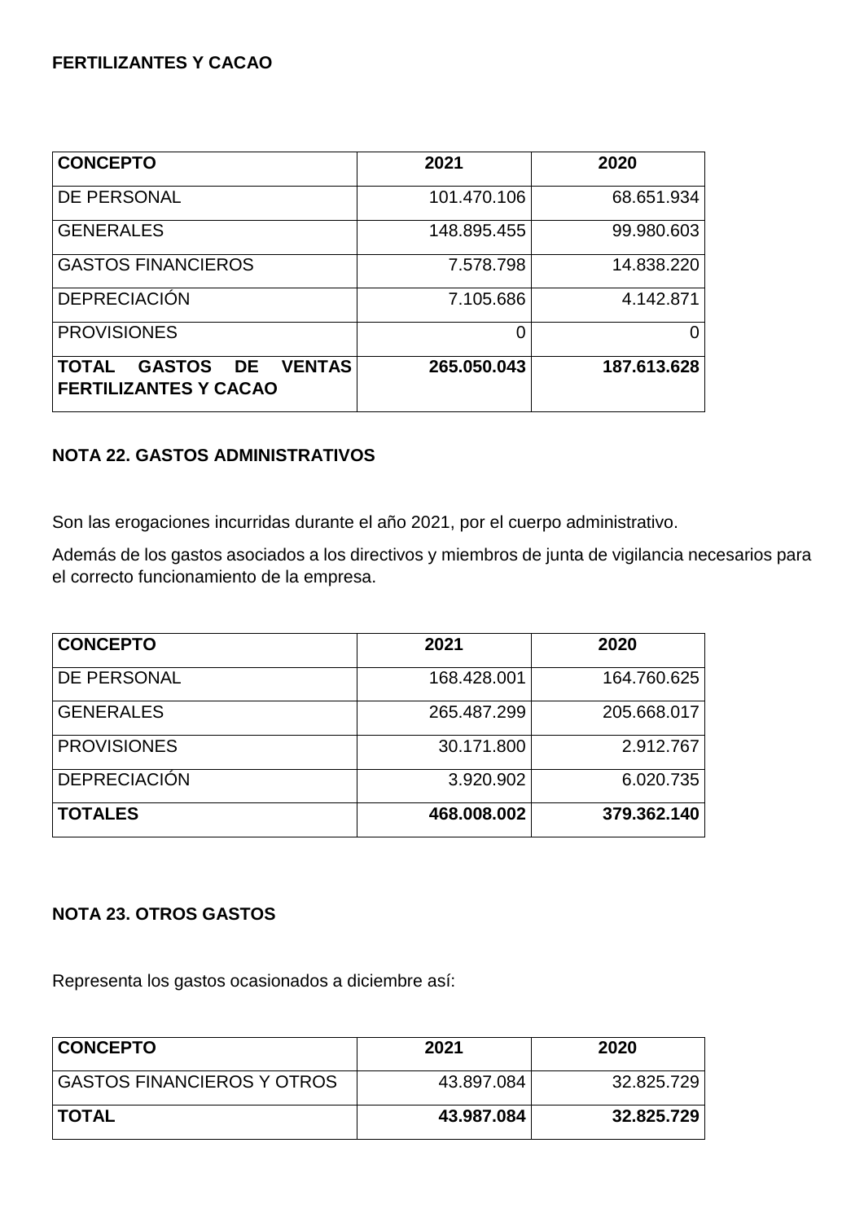**FERTILIZANTES Y CACAO**

| **CONCEPTO** | **2021** | **2020** |
|---|---|---|
| DE PERSONAL | 101.470.106 | 68.651.934 |
| GENERALES | 148.895.455 | 99.980.603 |
| GASTOS FINANCIEROS | 7.578.798 | 14.838.220 |
| DEPRECIACIÓN | 7.105.686 | 4.142.871 |
| PROVISIONES | 0 | 0 |
| **TOTAL GASTOS DE VENTAS FERTILIZANTES Y CACAO** | **265.050.043** | **187.613.628** |

## NOTA 22. GASTOS ADMINISTRATIVOS

Son las erogaciones incurridas durante el año 2021, por el cuerpo administrativo.

Además de los gastos asociados a los directivos y miembros de junta de vigilancia necesarios para el correcto funcionamiento de la empresa.

| **CONCEPTO** | **2021** | **2020** |
|---|---|---|
| DE PERSONAL | 168.428.001 | 164.760.625 |
| GENERALES | 265.487.299 | 205.668.017 |
| PROVISIONES | 30.171.800 | 2.912.767 |
| DEPRECIACIÓN | 3.920.902 | 6.020.735 |
| **TOTALES** | **468.008.002** | **379.362.140** |

## NOTA 23. OTROS GASTOS

Representa los gastos ocasionados a diciembre así:

| **CONCEPTO** | **2021** | **2020** |
|---|---|---|
| GASTOS FINANCIEROS Y OTROS | 43.897.084 | 32.825.729 |
| **TOTAL** | **43.987.084** | **32.825.729** |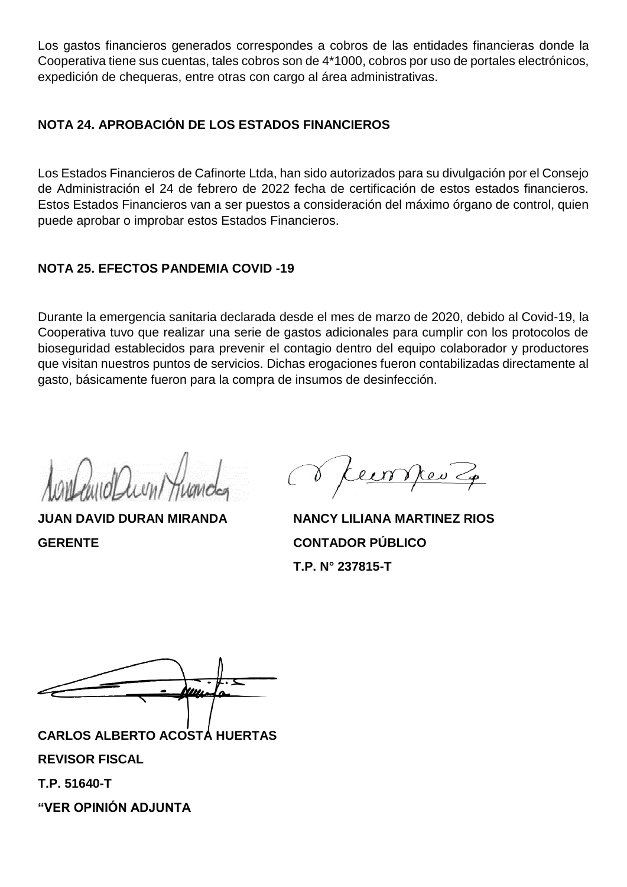Los gastos financieros generados correspondes a cobros de las entidades financieras donde la Cooperativa tiene sus cuentas, tales cobros son de 4*1000, cobros por uso de portales electrónicos, expedición de chequeras, entre otras con cargo al área administrativas.

## NOTA 24. APROBACIÓN DE LOS ESTADOS FINANCIEROS

Los Estados Financieros de Cafinorte Ltda, han sido autorizados para su divulgación por el Consejo de Administración el 24 de febrero de 2022 fecha de certificación de estos estados financieros. Estos Estados Financieros van a ser puestos a consideración del máximo órgano de control, quien puede aprobar o improbar estos Estados Financieros.

## NOTA 25. EFECTOS PANDEMIA COVID -19

Durante la emergencia sanitaria declarada desde el mes de marzo de 2020, debido al Covid-19, la Cooperativa tuvo que realizar una serie de gastos adicionales para cumplir con los protocolos de bioseguridad establecidos para prevenir el contagio dentro del equipo colaborador y productores que visitan nuestros puntos de servicios. Dichas erogaciones fueron contabilizadas directamente al gasto, básicamente fueron para la compra de insumos de desinfección.

**JUAN DAVID DURAN MIRANDA**
**GERENTE**

**NANCY LILIANA MARTINEZ RIOS**
**CONTADOR PÚBLICO**
**T.P. N° 237815-T**

**CARLOS ALBERTO ACOSTA HUERTAS**
**REVISOR FISCAL**
**T.P. 51640-T**
**"VER OPINIÓN ADJUNTA**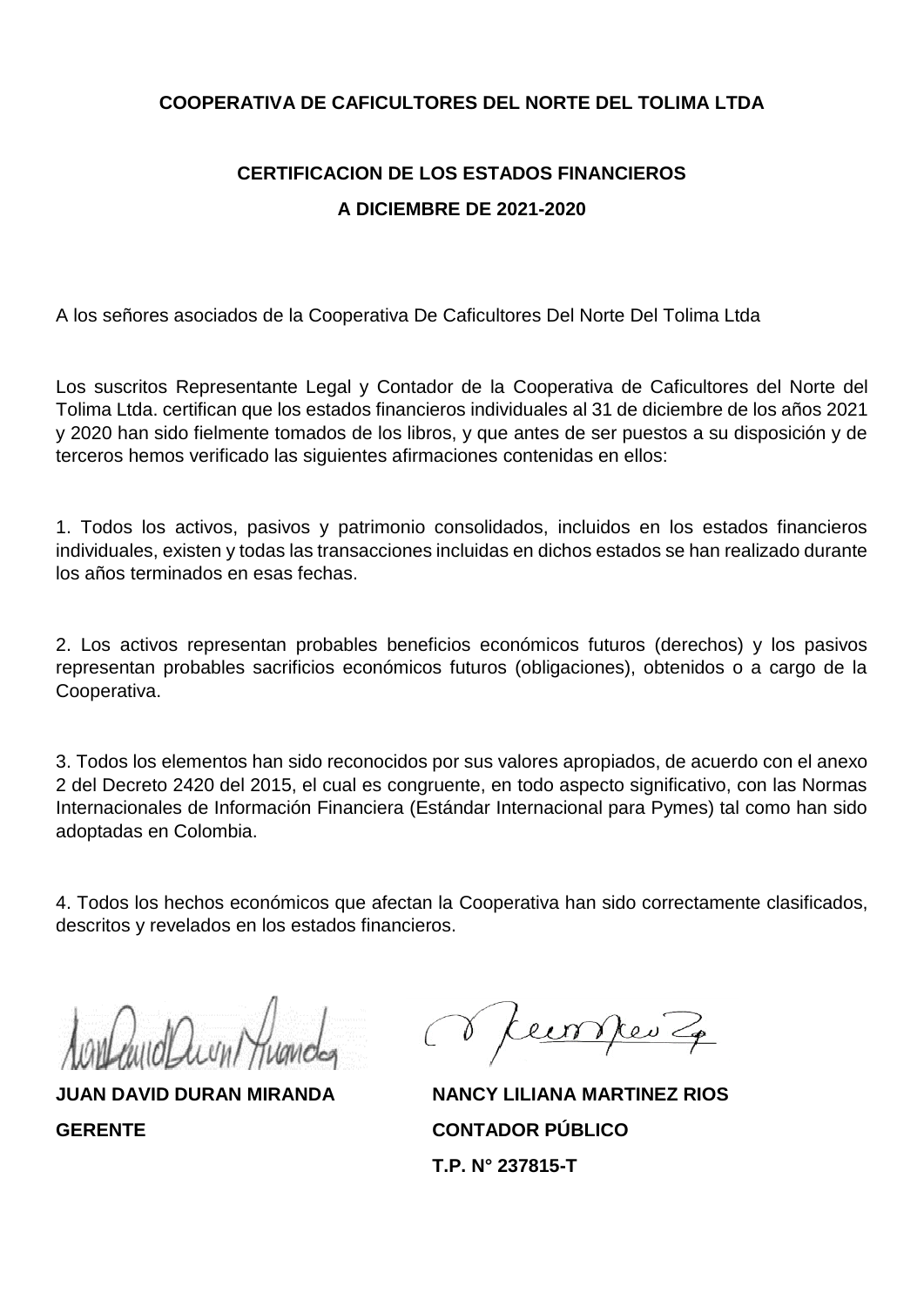**COOPERATIVA DE CAFICULTORES DEL NORTE DEL TOLIMA LTDA**

**CERTIFICACION DE LOS ESTADOS FINANCIEROS**

**A DICIEMBRE DE 2021-2020**

A los señores asociados de la Cooperativa De Caficultores Del Norte Del Tolima Ltda

Los suscritos Representante Legal y Contador de la Cooperativa de Caficultores del Norte del Tolima Ltda. certifican que los estados financieros individuales al 31 de diciembre de los años 2021 y 2020 han sido fielmente tomados de los libros, y que antes de ser puestos a su disposición y de terceros hemos verificado las siguientes afirmaciones contenidas en ellos:

1. Todos los activos, pasivos y patrimonio consolidados, incluidos en los estados financieros individuales, existen y todas las transacciones incluidas en dichos estados se han realizado durante los años terminados en esas fechas.

2. Los activos representan probables beneficios económicos futuros (derechos) y los pasivos representan probables sacrificios económicos futuros (obligaciones), obtenidos o a cargo de la Cooperativa.

3. Todos los elementos han sido reconocidos por sus valores apropiados, de acuerdo con el anexo 2 del Decreto 2420 del 2015, el cual es congruente, en todo aspecto significativo, con las Normas Internacionales de Información Financiera (Estándar Internacional para Pymes) tal como han sido adoptadas en Colombia.

4. Todos los hechos económicos que afectan la Cooperativa han sido correctamente clasificados, descritos y revelados en los estados financieros.

| | |
|---|---|
| **JUAN DAVID DURAN MIRANDA** | **NANCY LILIANA MARTINEZ RIOS** |
| **GERENTE** | **CONTADOR PÚBLICO** |
| | **T.P. N° 237815-T** |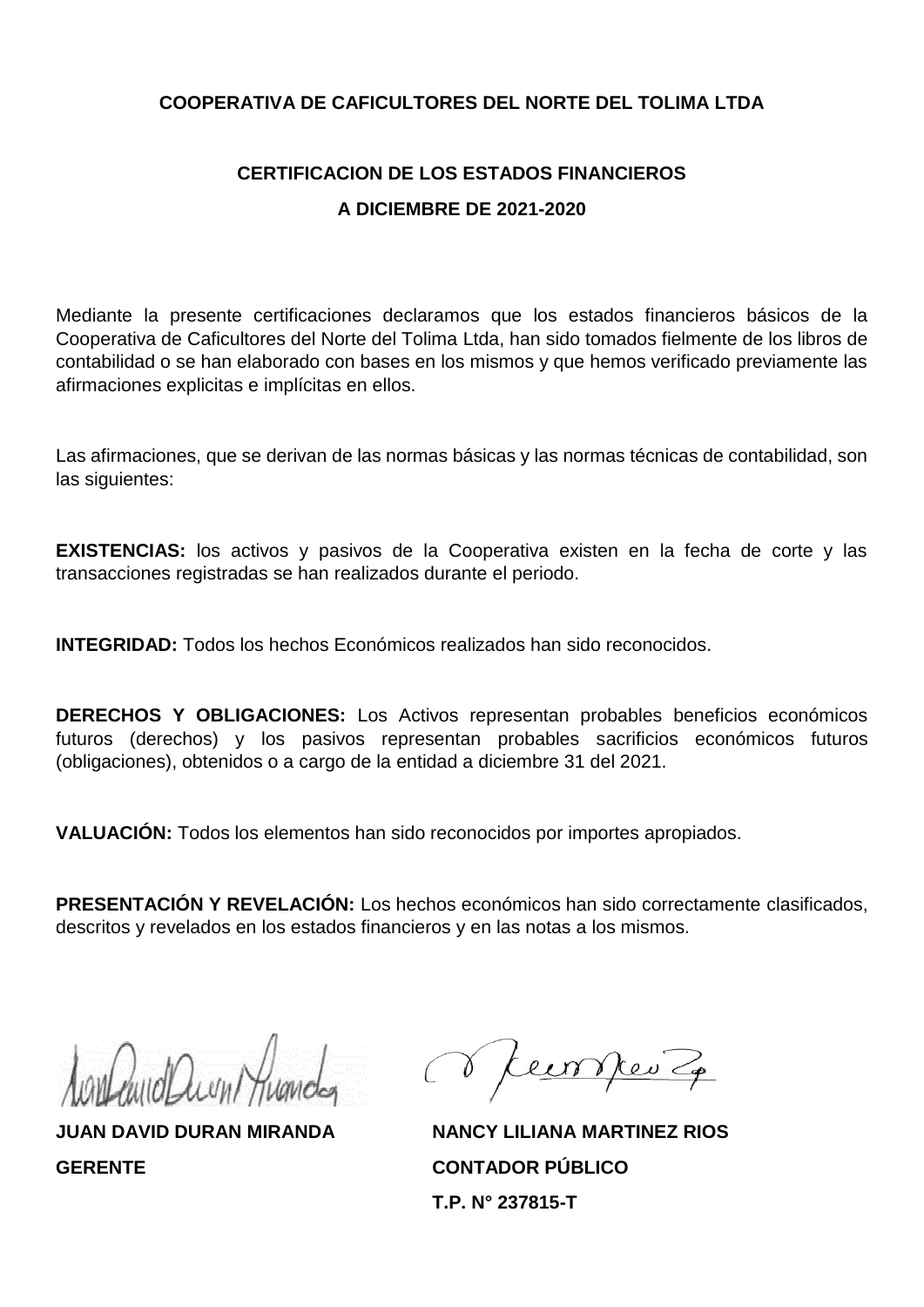**COOPERATIVA DE CAFICULTORES DEL NORTE DEL TOLIMA LTDA**

**CERTIFICACION DE LOS ESTADOS FINANCIEROS**

**A DICIEMBRE DE 2021-2020**

Mediante la presente certificaciones declaramos que los estados financieros básicos de la Cooperativa de Caficultores del Norte del Tolima Ltda, han sido tomados fielmente de los libros de contabilidad o se han elaborado con bases en los mismos y que hemos verificado previamente las afirmaciones explicitas e implícitas en ellos.

Las afirmaciones, que se derivan de las normas básicas y las normas técnicas de contabilidad, son las siguientes:

**EXISTENCIAS:** los activos y pasivos de la Cooperativa existen en la fecha de corte y las transacciones registradas se han realizados durante el periodo.

**INTEGRIDAD:** Todos los hechos Económicos realizados han sido reconocidos.

**DERECHOS Y OBLIGACIONES:** Los Activos representan probables beneficios económicos futuros (derechos) y los pasivos representan probables sacrificios económicos futuros (obligaciones), obtenidos o a cargo de la entidad a diciembre 31 del 2021.

**VALUACIÓN:** Todos los elementos han sido reconocidos por importes apropiados.

**PRESENTACIÓN Y REVELACIÓN:** Los hechos económicos han sido correctamente clasificados, descritos y revelados en los estados financieros y en las notas a los mismos.

**JUAN DAVID DURAN MIRANDA**
**GERENTE**

**NANCY LILIANA MARTINEZ RIOS**
**CONTADOR PÚBLICO**
**T.P. N° 237815-T**